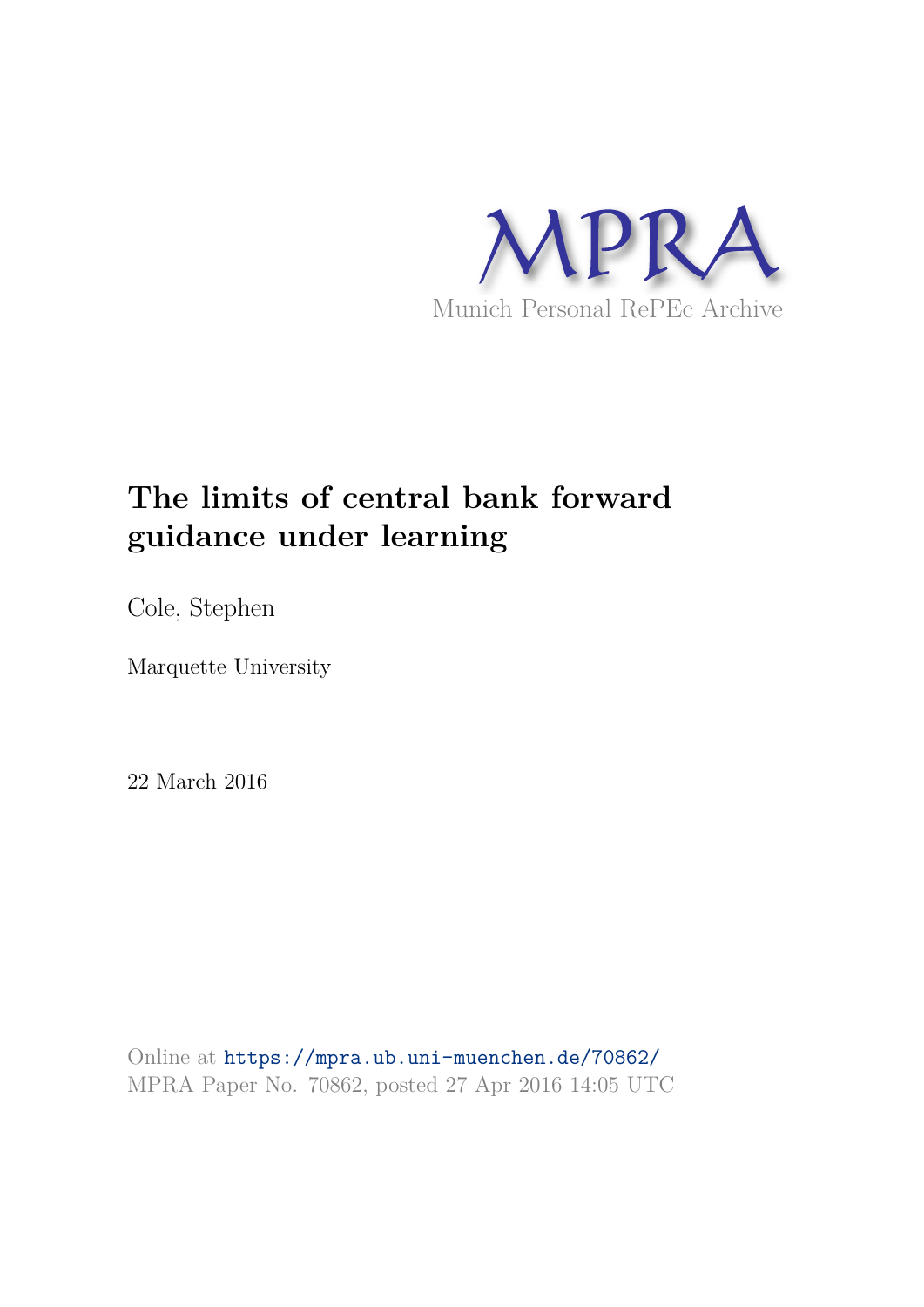MPRA

Munich Personal RePEc Archive

# The limits of central bank forward guidance under learning

Cole, Stephen

Marquette University

22 March 2016

Online at https://mpra.ub.uni-muenchen.de/70862/
MPRA Paper No. 70862, posted 27 Apr 2016 14:05 UTC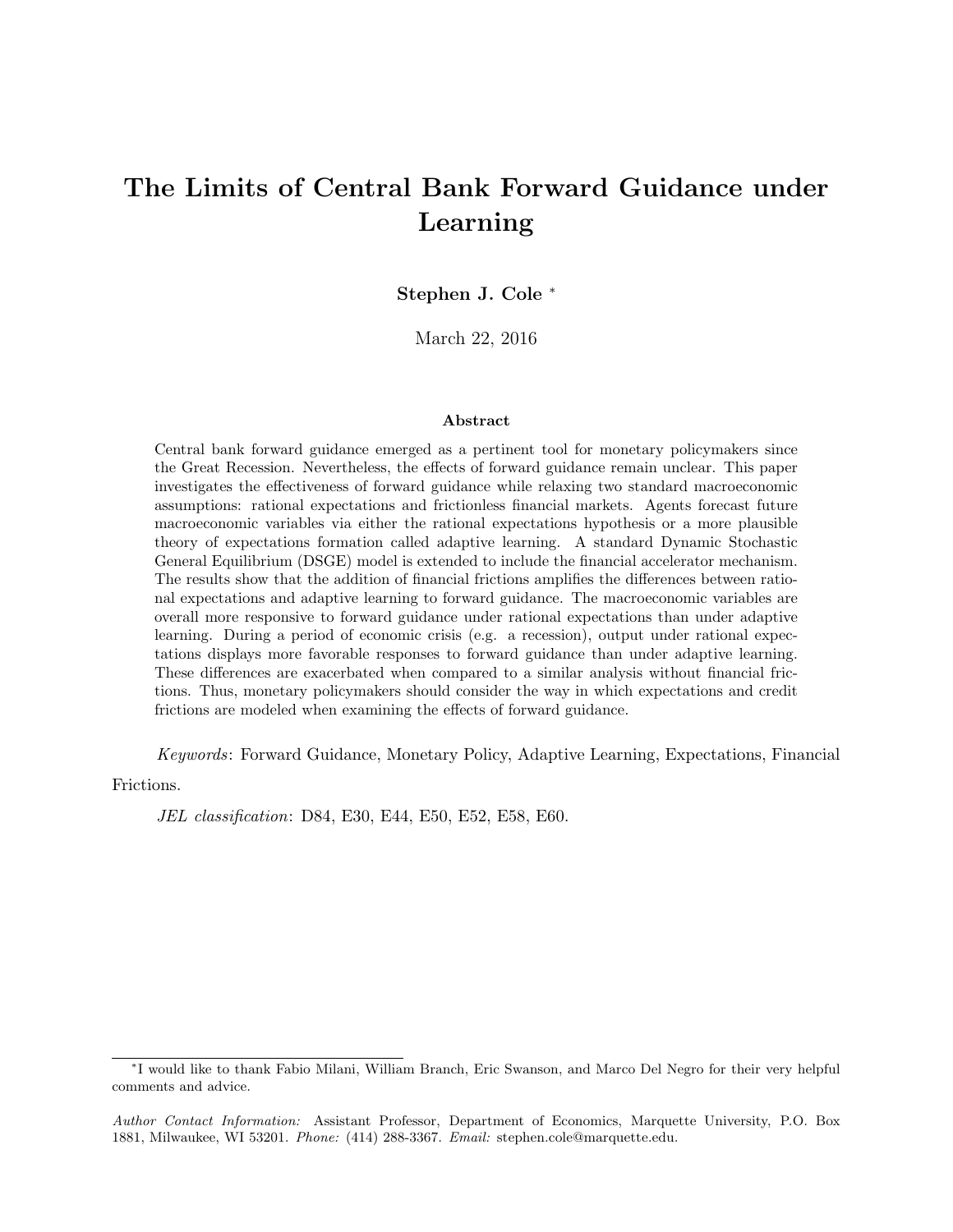# The Limits of Central Bank Forward Guidance under Learning

**Stephen J. Cole** [*]

March 22, 2016

## Abstract

Central bank forward guidance emerged as a pertinent tool for monetary policymakers since the Great Recession. Nevertheless, the effects of forward guidance remain unclear. This paper investigates the effectiveness of forward guidance while relaxing two standard macroeconomic assumptions: rational expectations and frictionless financial markets. Agents forecast future macroeconomic variables via either the rational expectations hypothesis or a more plausible theory of expectations formation called adaptive learning. A standard Dynamic Stochastic General Equilibrium (DSGE) model is extended to include the financial accelerator mechanism. The results show that the addition of financial frictions amplifies the differences between rational expectations and adaptive learning to forward guidance. The macroeconomic variables are overall more responsive to forward guidance under rational expectations than under adaptive learning. During a period of economic crisis (e.g. a recession), output under rational expectations displays more favorable responses to forward guidance than under adaptive learning. These differences are exacerbated when compared to a similar analysis without financial frictions. Thus, monetary policymakers should consider the way in which expectations and credit frictions are modeled when examining the effects of forward guidance.

*Keywords*: Forward Guidance, Monetary Policy, Adaptive Learning, Expectations, Financial Frictions.

*JEL classification*: D84, E30, E44, E50, E52, E58, E60.

---

[*] I would like to thank Fabio Milani, William Branch, Eric Swanson, and Marco Del Negro for their very helpful comments and advice.

*Author Contact Information:* Assistant Professor, Department of Economics, Marquette University, P.O. Box 1881, Milwaukee, WI 53201. *Phone:* (414) 288-3367. *Email:* stephen.cole@marquette.edu.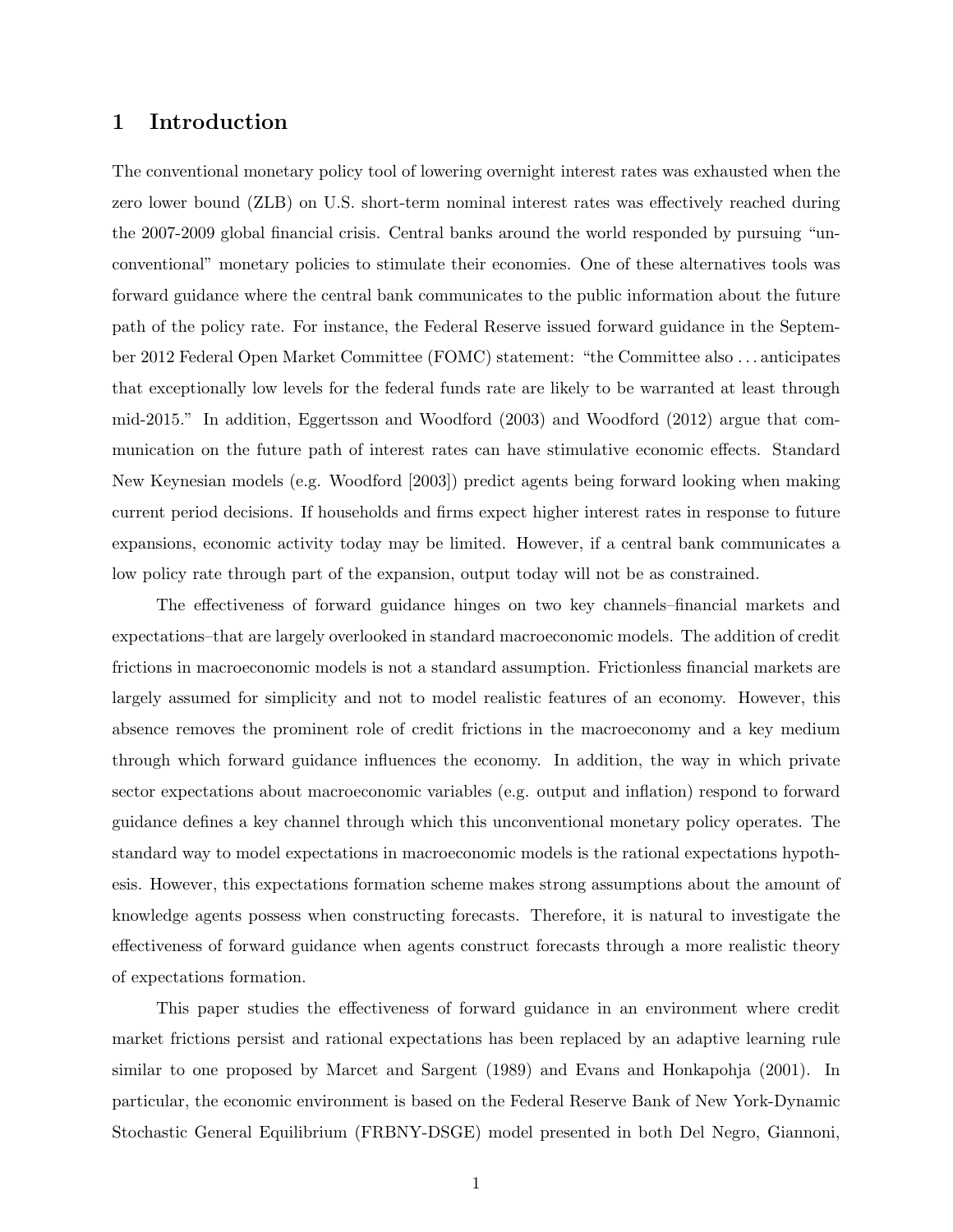## 1 Introduction

The conventional monetary policy tool of lowering overnight interest rates was exhausted when the zero lower bound (ZLB) on U.S. short-term nominal interest rates was effectively reached during the 2007-2009 global financial crisis. Central banks around the world responded by pursuing "unconventional" monetary policies to stimulate their economies. One of these alternatives tools was forward guidance where the central bank communicates to the public information about the future path of the policy rate. For instance, the Federal Reserve issued forward guidance in the September 2012 Federal Open Market Committee (FOMC) statement: "the Committee also ... anticipates that exceptionally low levels for the federal funds rate are likely to be warranted at least through mid-2015." In addition, Eggertsson and Woodford (2003) and Woodford (2012) argue that communication on the future path of interest rates can have stimulative economic effects. Standard New Keynesian models (e.g. Woodford [2003]) predict agents being forward looking when making current period decisions. If households and firms expect higher interest rates in response to future expansions, economic activity today may be limited. However, if a central bank communicates a low policy rate through part of the expansion, output today will not be as constrained.

The effectiveness of forward guidance hinges on two key channels–financial markets and expectations–that are largely overlooked in standard macroeconomic models. The addition of credit frictions in macroeconomic models is not a standard assumption. Frictionless financial markets are largely assumed for simplicity and not to model realistic features of an economy. However, this absence removes the prominent role of credit frictions in the macroeconomy and a key medium through which forward guidance influences the economy. In addition, the way in which private sector expectations about macroeconomic variables (e.g. output and inflation) respond to forward guidance defines a key channel through which this unconventional monetary policy operates. The standard way to model expectations in macroeconomic models is the rational expectations hypothesis. However, this expectations formation scheme makes strong assumptions about the amount of knowledge agents possess when constructing forecasts. Therefore, it is natural to investigate the effectiveness of forward guidance when agents construct forecasts through a more realistic theory of expectations formation.

This paper studies the effectiveness of forward guidance in an environment where credit market frictions persist and rational expectations has been replaced by an adaptive learning rule similar to one proposed by Marcet and Sargent (1989) and Evans and Honkapohja (2001). In particular, the economic environment is based on the Federal Reserve Bank of New York-Dynamic Stochastic General Equilibrium (FRBNY-DSGE) model presented in both Del Negro, Giannoni,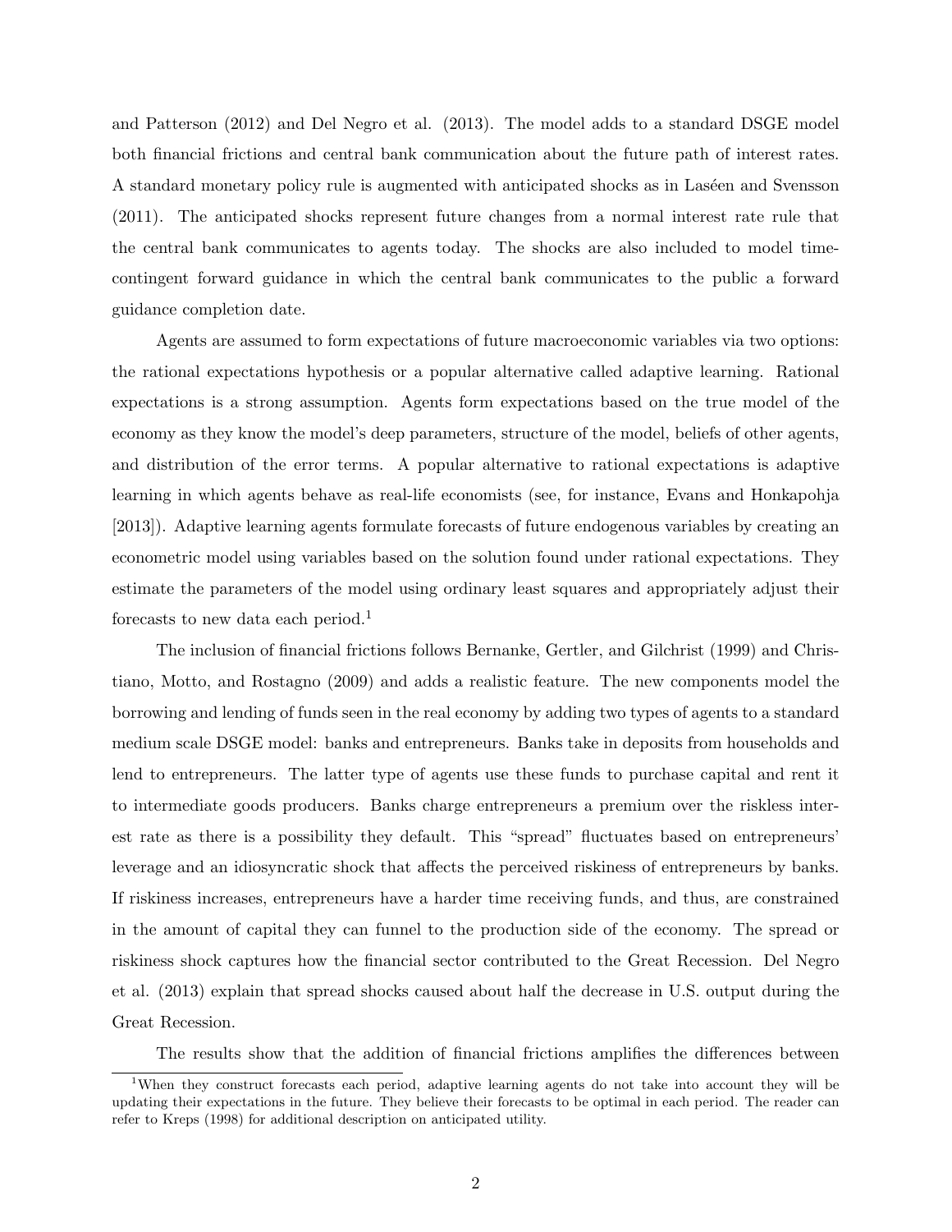and Patterson (2012) and Del Negro et al. (2013). The model adds to a standard DSGE model both financial frictions and central bank communication about the future path of interest rates. A standard monetary policy rule is augmented with anticipated shocks as in Laséen and Svensson (2011). The anticipated shocks represent future changes from a normal interest rate rule that the central bank communicates to agents today. The shocks are also included to model time-contingent forward guidance in which the central bank communicates to the public a forward guidance completion date.

Agents are assumed to form expectations of future macroeconomic variables via two options: the rational expectations hypothesis or a popular alternative called adaptive learning. Rational expectations is a strong assumption. Agents form expectations based on the true model of the economy as they know the model's deep parameters, structure of the model, beliefs of other agents, and distribution of the error terms. A popular alternative to rational expectations is adaptive learning in which agents behave as real-life economists (see, for instance, Evans and Honkapohja [2013]). Adaptive learning agents formulate forecasts of future endogenous variables by creating an econometric model using variables based on the solution found under rational expectations. They estimate the parameters of the model using ordinary least squares and appropriately adjust their forecasts to new data each period.[1]

The inclusion of financial frictions follows Bernanke, Gertler, and Gilchrist (1999) and Christiano, Motto, and Rostagno (2009) and adds a realistic feature. The new components model the borrowing and lending of funds seen in the real economy by adding two types of agents to a standard medium scale DSGE model: banks and entrepreneurs. Banks take in deposits from households and lend to entrepreneurs. The latter type of agents use these funds to purchase capital and rent it to intermediate goods producers. Banks charge entrepreneurs a premium over the riskless interest rate as there is a possibility they default. This "spread" fluctuates based on entrepreneurs' leverage and an idiosyncratic shock that affects the perceived riskiness of entrepreneurs by banks. If riskiness increases, entrepreneurs have a harder time receiving funds, and thus, are constrained in the amount of capital they can funnel to the production side of the economy. The spread or riskiness shock captures how the financial sector contributed to the Great Recession. Del Negro et al. (2013) explain that spread shocks caused about half the decrease in U.S. output during the Great Recession.

The results show that the addition of financial frictions amplifies the differences between

[1] When they construct forecasts each period, adaptive learning agents do not take into account they will be updating their expectations in the future. They believe their forecasts to be optimal in each period. The reader can refer to Kreps (1998) for additional description on anticipated utility.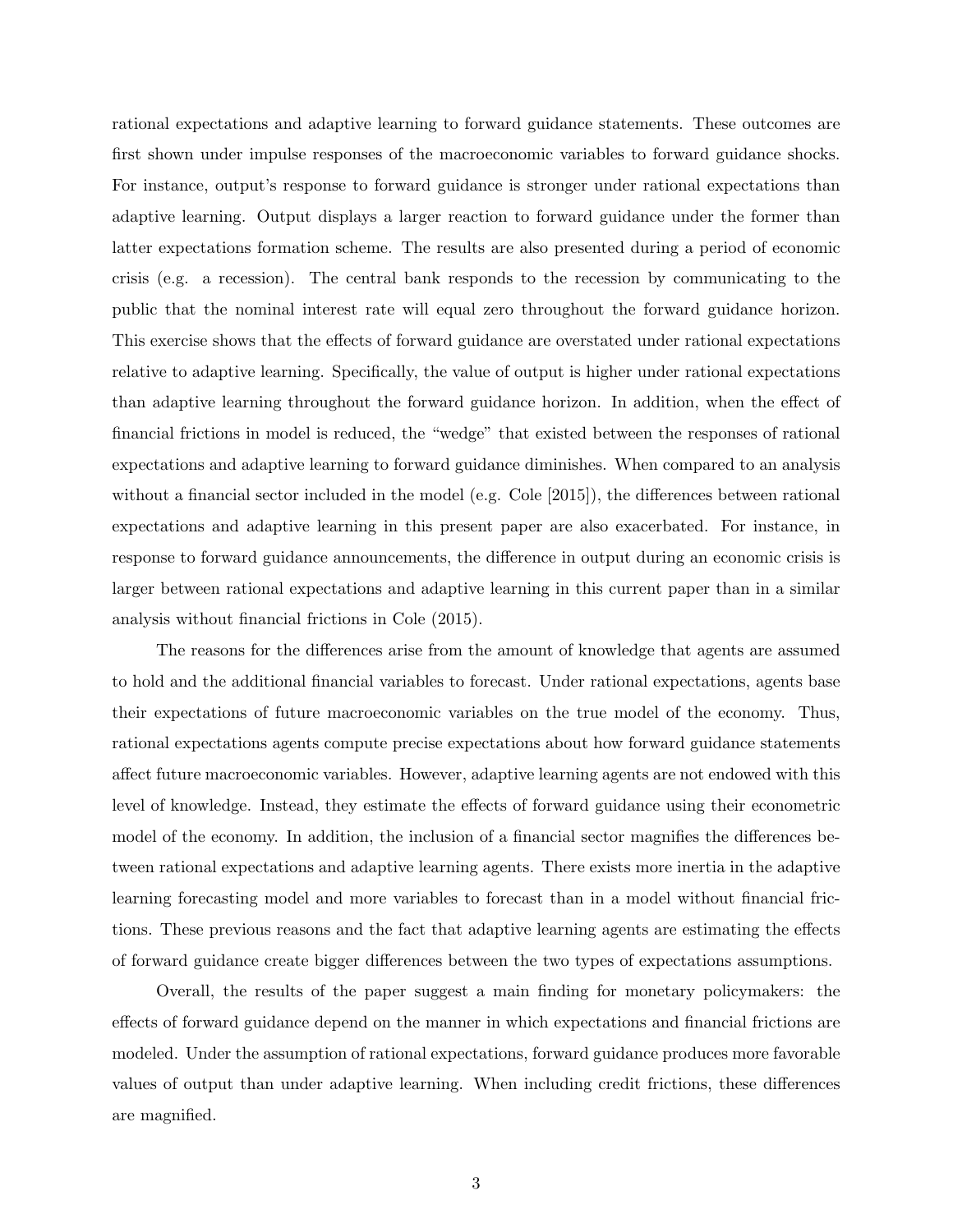rational expectations and adaptive learning to forward guidance statements. These outcomes are first shown under impulse responses of the macroeconomic variables to forward guidance shocks. For instance, output's response to forward guidance is stronger under rational expectations than adaptive learning. Output displays a larger reaction to forward guidance under the former than latter expectations formation scheme. The results are also presented during a period of economic crisis (e.g. a recession). The central bank responds to the recession by communicating to the public that the nominal interest rate will equal zero throughout the forward guidance horizon. This exercise shows that the effects of forward guidance are overstated under rational expectations relative to adaptive learning. Specifically, the value of output is higher under rational expectations than adaptive learning throughout the forward guidance horizon. In addition, when the effect of financial frictions in model is reduced, the "wedge" that existed between the responses of rational expectations and adaptive learning to forward guidance diminishes. When compared to an analysis without a financial sector included in the model (e.g. Cole [2015]), the differences between rational expectations and adaptive learning in this present paper are also exacerbated. For instance, in response to forward guidance announcements, the difference in output during an economic crisis is larger between rational expectations and adaptive learning in this current paper than in a similar analysis without financial frictions in Cole (2015).

The reasons for the differences arise from the amount of knowledge that agents are assumed to hold and the additional financial variables to forecast. Under rational expectations, agents base their expectations of future macroeconomic variables on the true model of the economy. Thus, rational expectations agents compute precise expectations about how forward guidance statements affect future macroeconomic variables. However, adaptive learning agents are not endowed with this level of knowledge. Instead, they estimate the effects of forward guidance using their econometric model of the economy. In addition, the inclusion of a financial sector magnifies the differences between rational expectations and adaptive learning agents. There exists more inertia in the adaptive learning forecasting model and more variables to forecast than in a model without financial frictions. These previous reasons and the fact that adaptive learning agents are estimating the effects of forward guidance create bigger differences between the two types of expectations assumptions.

Overall, the results of the paper suggest a main finding for monetary policymakers: the effects of forward guidance depend on the manner in which expectations and financial frictions are modeled. Under the assumption of rational expectations, forward guidance produces more favorable values of output than under adaptive learning. When including credit frictions, these differences are magnified.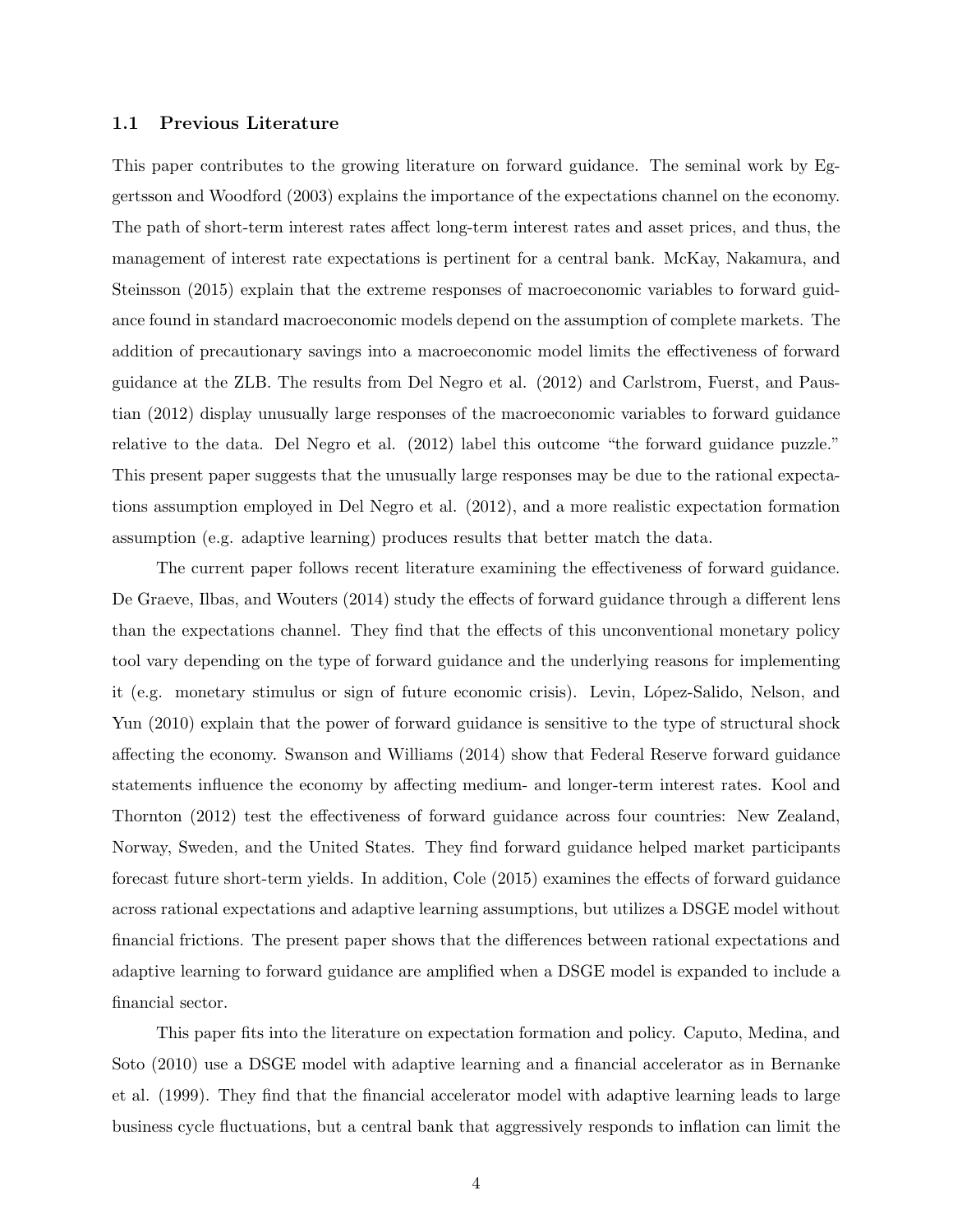### 1.1 Previous Literature

This paper contributes to the growing literature on forward guidance. The seminal work by Eggertsson and Woodford (2003) explains the importance of the expectations channel on the economy. The path of short-term interest rates affect long-term interest rates and asset prices, and thus, the management of interest rate expectations is pertinent for a central bank. McKay, Nakamura, and Steinsson (2015) explain that the extreme responses of macroeconomic variables to forward guidance found in standard macroeconomic models depend on the assumption of complete markets. The addition of precautionary savings into a macroeconomic model limits the effectiveness of forward guidance at the ZLB. The results from Del Negro et al. (2012) and Carlstrom, Fuerst, and Paustian (2012) display unusually large responses of the macroeconomic variables to forward guidance relative to the data. Del Negro et al. (2012) label this outcome "the forward guidance puzzle." This present paper suggests that the unusually large responses may be due to the rational expectations assumption employed in Del Negro et al. (2012), and a more realistic expectation formation assumption (e.g. adaptive learning) produces results that better match the data.

The current paper follows recent literature examining the effectiveness of forward guidance. De Graeve, Ilbas, and Wouters (2014) study the effects of forward guidance through a different lens than the expectations channel. They find that the effects of this unconventional monetary policy tool vary depending on the type of forward guidance and the underlying reasons for implementing it (e.g. monetary stimulus or sign of future economic crisis). Levin, López-Salido, Nelson, and Yun (2010) explain that the power of forward guidance is sensitive to the type of structural shock affecting the economy. Swanson and Williams (2014) show that Federal Reserve forward guidance statements influence the economy by affecting medium- and longer-term interest rates. Kool and Thornton (2012) test the effectiveness of forward guidance across four countries: New Zealand, Norway, Sweden, and the United States. They find forward guidance helped market participants forecast future short-term yields. In addition, Cole (2015) examines the effects of forward guidance across rational expectations and adaptive learning assumptions, but utilizes a DSGE model without financial frictions. The present paper shows that the differences between rational expectations and adaptive learning to forward guidance are amplified when a DSGE model is expanded to include a financial sector.

This paper fits into the literature on expectation formation and policy. Caputo, Medina, and Soto (2010) use a DSGE model with adaptive learning and a financial accelerator as in Bernanke et al. (1999). They find that the financial accelerator model with adaptive learning leads to large business cycle fluctuations, but a central bank that aggressively responds to inflation can limit the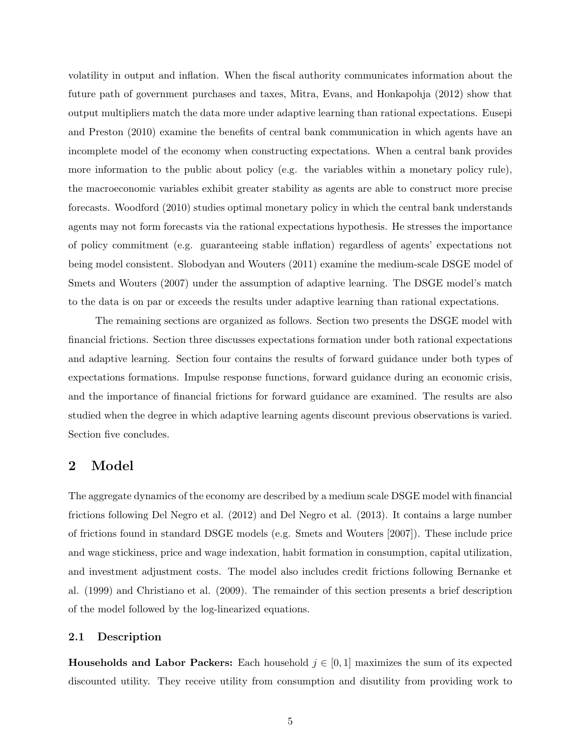volatility in output and inflation. When the fiscal authority communicates information about the future path of government purchases and taxes, Mitra, Evans, and Honkapohja (2012) show that output multipliers match the data more under adaptive learning than rational expectations. Eusepi and Preston (2010) examine the benefits of central bank communication in which agents have an incomplete model of the economy when constructing expectations. When a central bank provides more information to the public about policy (e.g. the variables within a monetary policy rule), the macroeconomic variables exhibit greater stability as agents are able to construct more precise forecasts. Woodford (2010) studies optimal monetary policy in which the central bank understands agents may not form forecasts via the rational expectations hypothesis. He stresses the importance of policy commitment (e.g. guaranteeing stable inflation) regardless of agents' expectations not being model consistent. Slobodyan and Wouters (2011) examine the medium-scale DSGE model of Smets and Wouters (2007) under the assumption of adaptive learning. The DSGE model's match to the data is on par or exceeds the results under adaptive learning than rational expectations.

The remaining sections are organized as follows. Section two presents the DSGE model with financial frictions. Section three discusses expectations formation under both rational expectations and adaptive learning. Section four contains the results of forward guidance under both types of expectations formations. Impulse response functions, forward guidance during an economic crisis, and the importance of financial frictions for forward guidance are examined. The results are also studied when the degree in which adaptive learning agents discount previous observations is varied. Section five concludes.

## 2 Model

The aggregate dynamics of the economy are described by a medium scale DSGE model with financial frictions following Del Negro et al. (2012) and Del Negro et al. (2013). It contains a large number of frictions found in standard DSGE models (e.g. Smets and Wouters [2007]). These include price and wage stickiness, price and wage indexation, habit formation in consumption, capital utilization, and investment adjustment costs. The model also includes credit frictions following Bernanke et al. (1999) and Christiano et al. (2009). The remainder of this section presents a brief description of the model followed by the log-linearized equations.

### 2.1 Description

**Households and Labor Packers:** Each household $j \in [0, 1]$ maximizes the sum of its expected discounted utility. They receive utility from consumption and disutility from providing work to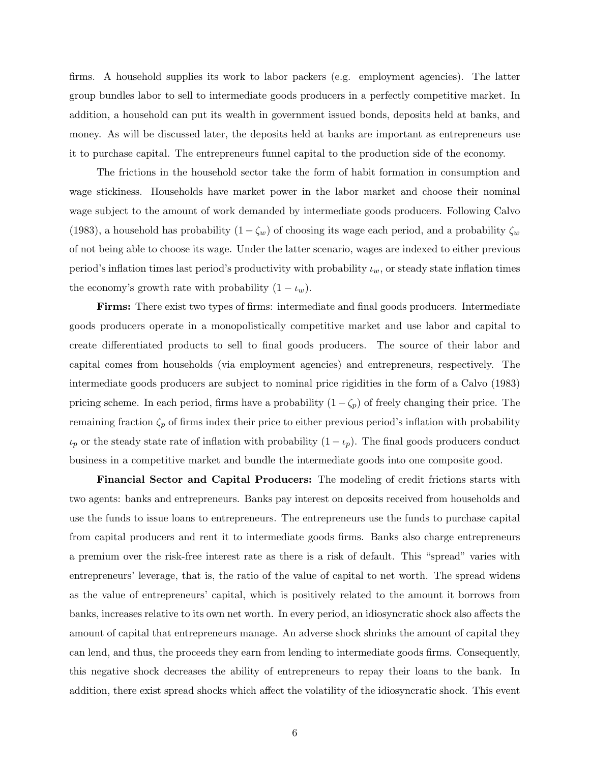firms. A household supplies its work to labor packers (e.g. employment agencies). The latter group bundles labor to sell to intermediate goods producers in a perfectly competitive market. In addition, a household can put its wealth in government issued bonds, deposits held at banks, and money. As will be discussed later, the deposits held at banks are important as entrepreneurs use it to purchase capital. The entrepreneurs funnel capital to the production side of the economy.

The frictions in the household sector take the form of habit formation in consumption and wage stickiness. Households have market power in the labor market and choose their nominal wage subject to the amount of work demanded by intermediate goods producers. Following Calvo (1983), a household has probability $(1 - \zeta_w)$ of choosing its wage each period, and a probability $\zeta_w$ of not being able to choose its wage. Under the latter scenario, wages are indexed to either previous period's inflation times last period's productivity with probability $\iota_w$, or steady state inflation times the economy's growth rate with probability $(1 - \iota_w)$.

**Firms:** There exist two types of firms: intermediate and final goods producers. Intermediate goods producers operate in a monopolistically competitive market and use labor and capital to create differentiated products to sell to final goods producers. The source of their labor and capital comes from households (via employment agencies) and entrepreneurs, respectively. The intermediate goods producers are subject to nominal price rigidities in the form of a Calvo (1983) pricing scheme. In each period, firms have a probability $(1 - \zeta_p)$ of freely changing their price. The remaining fraction $\zeta_p$ of firms index their price to either previous period's inflation with probability $\iota_p$ or the steady state rate of inflation with probability $(1 - \iota_p)$. The final goods producers conduct business in a competitive market and bundle the intermediate goods into one composite good.

**Financial Sector and Capital Producers:** The modeling of credit frictions starts with two agents: banks and entrepreneurs. Banks pay interest on deposits received from households and use the funds to issue loans to entrepreneurs. The entrepreneurs use the funds to purchase capital from capital producers and rent it to intermediate goods firms. Banks also charge entrepreneurs a premium over the risk-free interest rate as there is a risk of default. This "spread" varies with entrepreneurs' leverage, that is, the ratio of the value of capital to net worth. The spread widens as the value of entrepreneurs' capital, which is positively related to the amount it borrows from banks, increases relative to its own net worth. In every period, an idiosyncratic shock also affects the amount of capital that entrepreneurs manage. An adverse shock shrinks the amount of capital they can lend, and thus, the proceeds they earn from lending to intermediate goods firms. Consequently, this negative shock decreases the ability of entrepreneurs to repay their loans to the bank. In addition, there exist spread shocks which affect the volatility of the idiosyncratic shock. This event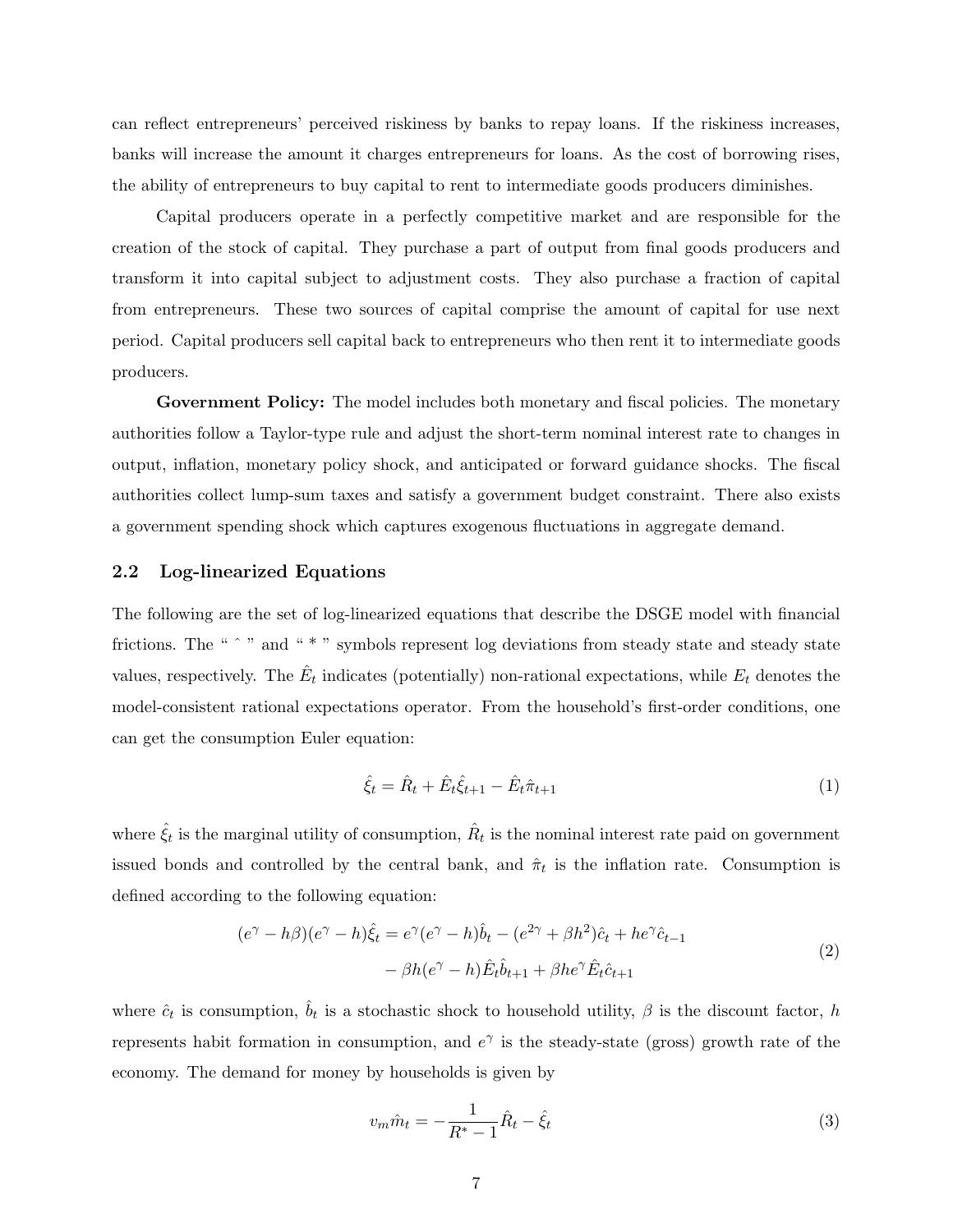can reflect entrepreneurs' perceived riskiness by banks to repay loans. If the riskiness increases, banks will increase the amount it charges entrepreneurs for loans. As the cost of borrowing rises, the ability of entrepreneurs to buy capital to rent to intermediate goods producers diminishes.

Capital producers operate in a perfectly competitive market and are responsible for the creation of the stock of capital. They purchase a part of output from final goods producers and transform it into capital subject to adjustment costs. They also purchase a fraction of capital from entrepreneurs. These two sources of capital comprise the amount of capital for use next period. Capital producers sell capital back to entrepreneurs who then rent it to intermediate goods producers.

**Government Policy:** The model includes both monetary and fiscal policies. The monetary authorities follow a Taylor-type rule and adjust the short-term nominal interest rate to changes in output, inflation, monetary policy shock, and anticipated or forward guidance shocks. The fiscal authorities collect lump-sum taxes and satisfy a government budget constraint. There also exists a government spending shock which captures exogenous fluctuations in aggregate demand.

## 2.2 Log-linearized Equations

The following are the set of log-linearized equations that describe the DSGE model with financial frictions. The " ˆ " and " * " symbols represent log deviations from steady state and steady state values, respectively. The $\hat{E}_t$ indicates (potentially) non-rational expectations, while $E_t$ denotes the model-consistent rational expectations operator. From the household's first-order conditions, one can get the consumption Euler equation:

$$\hat{\xi}_t = \hat{R}_t + \hat{E}_t \hat{\xi}_{t+1} - \hat{E}_t \hat{\pi}_{t+1} \tag{1}$$

where $\hat{\xi}_t$ is the marginal utility of consumption, $\hat{R}_t$ is the nominal interest rate paid on government issued bonds and controlled by the central bank, and $\hat{\pi}_t$ is the inflation rate. Consumption is defined according to the following equation:

$$\begin{aligned}(e^{\gamma} - h\beta)(e^{\gamma} - h)\hat{\xi}_t &= e^{\gamma}(e^{\gamma} - h)\hat{b}_t - (e^{2\gamma} + \beta h^2)\hat{c}_t + he^{\gamma}\hat{c}_{t-1} \\ &\quad - \beta h(e^{\gamma} - h)\hat{E}_t \hat{b}_{t+1} + \beta h e^{\gamma} \hat{E}_t \hat{c}_{t+1}\end{aligned} \tag{2}$$

where $\hat{c}_t$ is consumption, $\hat{b}_t$ is a stochastic shock to household utility, $\beta$ is the discount factor, $h$ represents habit formation in consumption, and $e^{\gamma}$ is the steady-state (gross) growth rate of the economy. The demand for money by households is given by

$$v_m \hat{m}_t = -\frac{1}{R^* - 1}\hat{R}_t - \hat{\xi}_t \tag{3}$$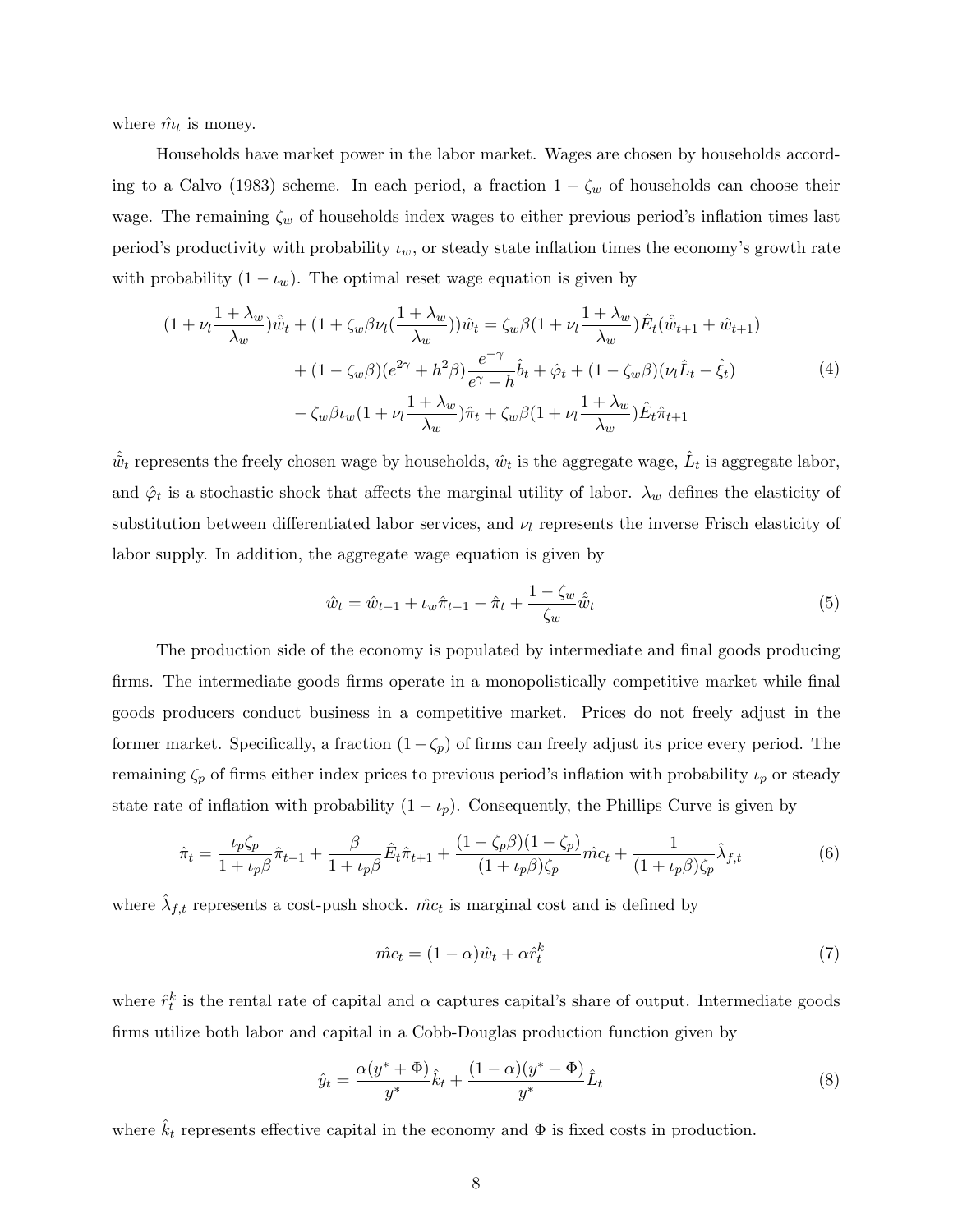where $\hat{m}_t$ is money.

Households have market power in the labor market. Wages are chosen by households according to a Calvo (1983) scheme. In each period, a fraction $1 - \zeta_w$ of households can choose their wage. The remaining $\zeta_w$ of households index wages to either previous period's inflation times last period's productivity with probability $\iota_w$, or steady state inflation times the economy's growth rate with probability $(1 - \iota_w)$. The optimal reset wage equation is given by

$$
\begin{aligned}
(1 + \nu_l \frac{1+\lambda_w}{\lambda_w})\hat{\tilde{w}}_t + (1 + \zeta_w \beta \nu_l (\frac{1+\lambda_w}{\lambda_w}))\hat{w}_t &= \zeta_w \beta (1 + \nu_l \frac{1+\lambda_w}{\lambda_w})\hat{E}_t(\hat{\tilde{w}}_{t+1} + \hat{w}_{t+1}) \\
&+ (1 - \zeta_w \beta)(e^{2\gamma} + h^2 \beta)\frac{e^{-\gamma}}{e^{\gamma} - h}\hat{b}_t + \hat{\varphi}_t + (1 - \zeta_w \beta)(\nu_l \hat{L}_t - \hat{\xi}_t) \\
&- \zeta_w \beta \iota_w (1 + \nu_l \frac{1+\lambda_w}{\lambda_w})\hat{\pi}_t + \zeta_w \beta (1 + \nu_l \frac{1+\lambda_w}{\lambda_w})\hat{E}_t \hat{\pi}_{t+1}
\end{aligned}
\tag{4}
$$

$\hat{\tilde{w}}_t$ represents the freely chosen wage by households, $\hat{w}_t$ is the aggregate wage, $\hat{L}_t$ is aggregate labor, and $\hat{\varphi}_t$ is a stochastic shock that affects the marginal utility of labor. $\lambda_w$ defines the elasticity of substitution between differentiated labor services, and $\nu_l$ represents the inverse Frisch elasticity of labor supply. In addition, the aggregate wage equation is given by

$$
\hat{w}_t = \hat{w}_{t-1} + \iota_w \hat{\pi}_{t-1} - \hat{\pi}_t + \frac{1 - \zeta_w}{\zeta_w}\hat{\tilde{w}}_t \tag{5}
$$

The production side of the economy is populated by intermediate and final goods producing firms. The intermediate goods firms operate in a monopolistically competitive market while final goods producers conduct business in a competitive market. Prices do not freely adjust in the former market. Specifically, a fraction $(1 - \zeta_p)$ of firms can freely adjust its price every period. The remaining $\zeta_p$ of firms either index prices to previous period's inflation with probability $\iota_p$ or steady state rate of inflation with probability $(1 - \iota_p)$. Consequently, the Phillips Curve is given by

$$
\hat{\pi}_t = \frac{\iota_p \zeta_p}{1 + \iota_p \beta}\hat{\pi}_{t-1} + \frac{\beta}{1 + \iota_p \beta}\hat{E}_t \hat{\pi}_{t+1} + \frac{(1 - \zeta_p \beta)(1 - \zeta_p)}{(1 + \iota_p \beta)\zeta_p}\hat{mc}_t + \frac{1}{(1 + \iota_p \beta)\zeta_p}\hat{\lambda}_{f,t} \tag{6}
$$

where $\hat{\lambda}_{f,t}$ represents a cost-push shock. $\hat{mc}_t$ is marginal cost and is defined by

$$
\hat{mc}_t = (1 - \alpha)\hat{w}_t + \alpha \hat{r}_t^k \tag{7}
$$

where $\hat{r}_t^k$ is the rental rate of capital and $\alpha$ captures capital's share of output. Intermediate goods firms utilize both labor and capital in a Cobb-Douglas production function given by

$$
\hat{y}_t = \frac{\alpha(y^* + \Phi)}{y^*}\hat{k}_t + \frac{(1 - \alpha)(y^* + \Phi)}{y^*}\hat{L}_t \tag{8}
$$

where $\hat{k}_t$ represents effective capital in the economy and $\Phi$ is fixed costs in production.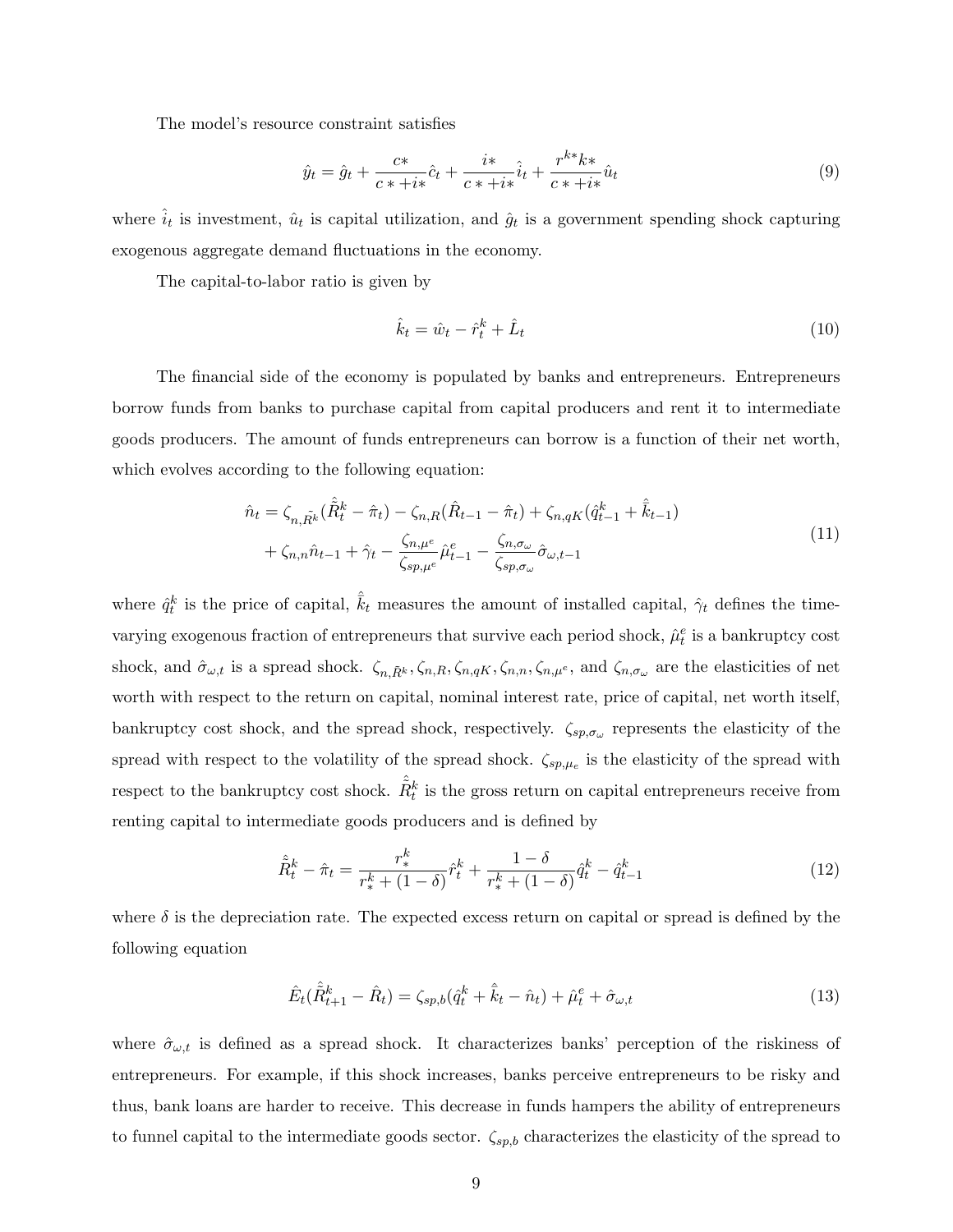The model's resource constraint satisfies

$$\hat{y}_t = \hat{g}_t + \frac{c*}{c* + i*}\hat{c}_t + \frac{i*}{c* + i*}\hat{i}_t + \frac{r^{k*}k*}{c* + i*}\hat{u}_t \tag{9}$$

where $\hat{i}_t$ is investment, $\hat{u}_t$ is capital utilization, and $\hat{g}_t$ is a government spending shock capturing exogenous aggregate demand fluctuations in the economy.

The capital-to-labor ratio is given by

$$\hat{k}_t = \hat{w}_t - \hat{r}_t^k + \hat{L}_t \tag{10}$$

The financial side of the economy is populated by banks and entrepreneurs. Entrepreneurs borrow funds from banks to purchase capital from capital producers and rent it to intermediate goods producers. The amount of funds entrepreneurs can borrow is a function of their net worth, which evolves according to the following equation:

$$\begin{aligned}\hat{n}_t = \zeta_{n,\bar{R}^k}(\hat{\bar{R}}_t^k - \hat{\pi}_t) - \zeta_{n,R}(\hat{R}_{t-1} - \hat{\pi}_t) + \zeta_{n,qK}(\hat{q}_{t-1}^k + \hat{\bar{k}}_{t-1}) \\ + \zeta_{n,n}\hat{n}_{t-1} + \hat{\gamma}_t - \frac{\zeta_{n,\mu^e}}{\zeta_{sp,\mu^e}}\hat{\mu}_{t-1}^e - \frac{\zeta_{n,\sigma_\omega}}{\zeta_{sp,\sigma_\omega}}\hat{\sigma}_{\omega,t-1}\end{aligned} \tag{11}$$

where $\hat{q}_t^k$ is the price of capital, $\hat{\bar{k}}_t$ measures the amount of installed capital, $\hat{\gamma}_t$ defines the time-varying exogenous fraction of entrepreneurs that survive each period shock, $\hat{\mu}_t^e$ is a bankruptcy cost shock, and $\hat{\sigma}_{\omega,t}$ is a spread shock. $\zeta_{n,\bar{R}^k}, \zeta_{n,R}, \zeta_{n,qK}, \zeta_{n,n}, \zeta_{n,\mu^e}$, and $\zeta_{n,\sigma_\omega}$ are the elasticities of net worth with respect to the return on capital, nominal interest rate, price of capital, net worth itself, bankruptcy cost shock, and the spread shock, respectively. $\zeta_{sp,\sigma_\omega}$ represents the elasticity of the spread with respect to the volatility of the spread shock. $\zeta_{sp,\mu_e}$ is the elasticity of the spread with respect to the bankruptcy cost shock. $\hat{\bar{R}}_t^k$ is the gross return on capital entrepreneurs receive from renting capital to intermediate goods producers and is defined by

$$\hat{\bar{R}}_t^k - \hat{\pi}_t = \frac{r_*^k}{r_*^k + (1-\delta)}\hat{r}_t^k + \frac{1-\delta}{r_*^k + (1-\delta)}\hat{q}_t^k - \hat{q}_{t-1}^k \tag{12}$$

where $\delta$ is the depreciation rate. The expected excess return on capital or spread is defined by the following equation

$$\hat{E}_t(\hat{\bar{R}}_{t+1}^k - \hat{R}_t) = \zeta_{sp,b}(\hat{q}_t^k + \hat{\bar{k}}_t - \hat{n}_t) + \hat{\mu}_t^e + \hat{\sigma}_{\omega,t} \tag{13}$$

where $\hat{\sigma}_{\omega,t}$ is defined as a spread shock. It characterizes banks' perception of the riskiness of entrepreneurs. For example, if this shock increases, banks perceive entrepreneurs to be risky and thus, bank loans are harder to receive. This decrease in funds hampers the ability of entrepreneurs to funnel capital to the intermediate goods sector. $\zeta_{sp,b}$ characterizes the elasticity of the spread to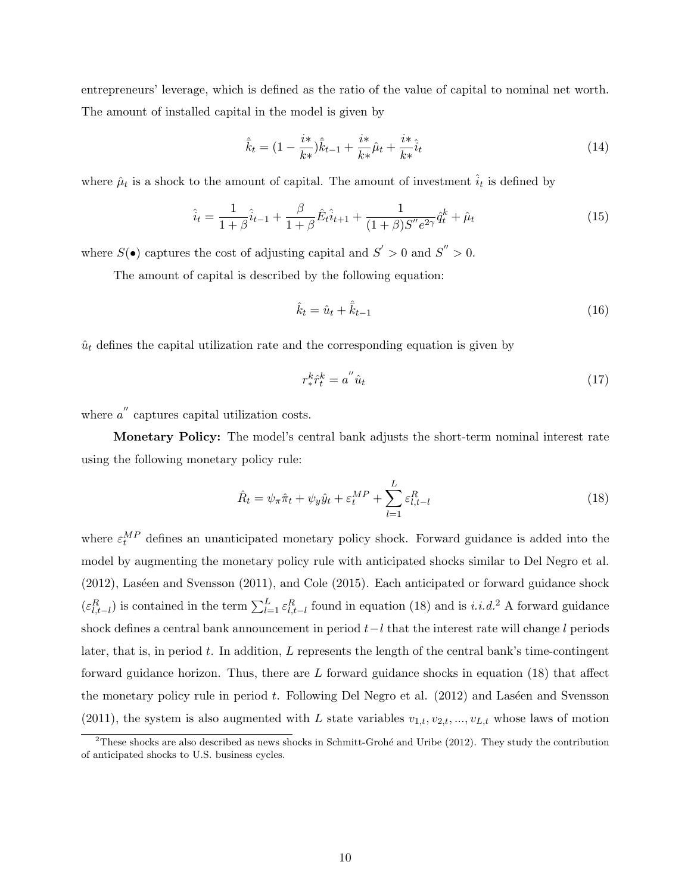entrepreneurs' leverage, which is defined as the ratio of the value of capital to nominal net worth. The amount of installed capital in the model is given by

$$\hat{\bar{k}}_t = (1 - \frac{i*}{k*})\hat{\bar{k}}_{t-1} + \frac{i*}{k*}\hat{\mu}_t + \frac{i*}{k*}\hat{i}_t \tag{14}$$

where $\hat{\mu}_t$ is a shock to the amount of capital. The amount of investment $\hat{i}_t$ is defined by

$$\hat{i}_t = \frac{1}{1+\beta}\hat{i}_{t-1} + \frac{\beta}{1+\beta}\hat{E}_t\hat{i}_{t+1} + \frac{1}{(1+\beta)S''e^{2\gamma}}\hat{q}_t^k + \hat{\mu}_t \tag{15}$$

where $S(\bullet)$ captures the cost of adjusting capital and $S' > 0$ and $S'' > 0$.

The amount of capital is described by the following equation:

$$\hat{k}_t = \hat{u}_t + \hat{\bar{k}}_{t-1} \tag{16}$$

$\hat{u}_t$ defines the capital utilization rate and the corresponding equation is given by

$$r_*^k \hat{r}_t^k = a'' \hat{u}_t \tag{17}$$

where $a''$ captures capital utilization costs.

**Monetary Policy:** The model's central bank adjusts the short-term nominal interest rate using the following monetary policy rule:

$$\hat{R}_t = \psi_\pi \hat{\pi}_t + \psi_y \hat{y}_t + \varepsilon_t^{MP} + \sum_{l=1}^{L} \varepsilon_{l,t-l}^R \tag{18}$$

where $\varepsilon_t^{MP}$ defines an unanticipated monetary policy shock. Forward guidance is added into the model by augmenting the monetary policy rule with anticipated shocks similar to Del Negro et al. (2012), Laséen and Svensson (2011), and Cole (2015). Each anticipated or forward guidance shock ($\varepsilon_{l,t-l}^R$) is contained in the term $\sum_{l=1}^{L} \varepsilon_{l,t-l}^R$ found in equation (18) and is *i.i.d.*[2] A forward guidance shock defines a central bank announcement in period $t-l$ that the interest rate will change $l$ periods later, that is, in period $t$. In addition, $L$ represents the length of the central bank's time-contingent forward guidance horizon. Thus, there are $L$ forward guidance shocks in equation (18) that affect the monetary policy rule in period $t$. Following Del Negro et al. (2012) and Laséen and Svensson (2011), the system is also augmented with $L$ state variables $v_{1,t}, v_{2,t}, ..., v_{L,t}$ whose laws of motion

[2] These shocks are also described as news shocks in Schmitt-Grohé and Uribe (2012). They study the contribution of anticipated shocks to U.S. business cycles.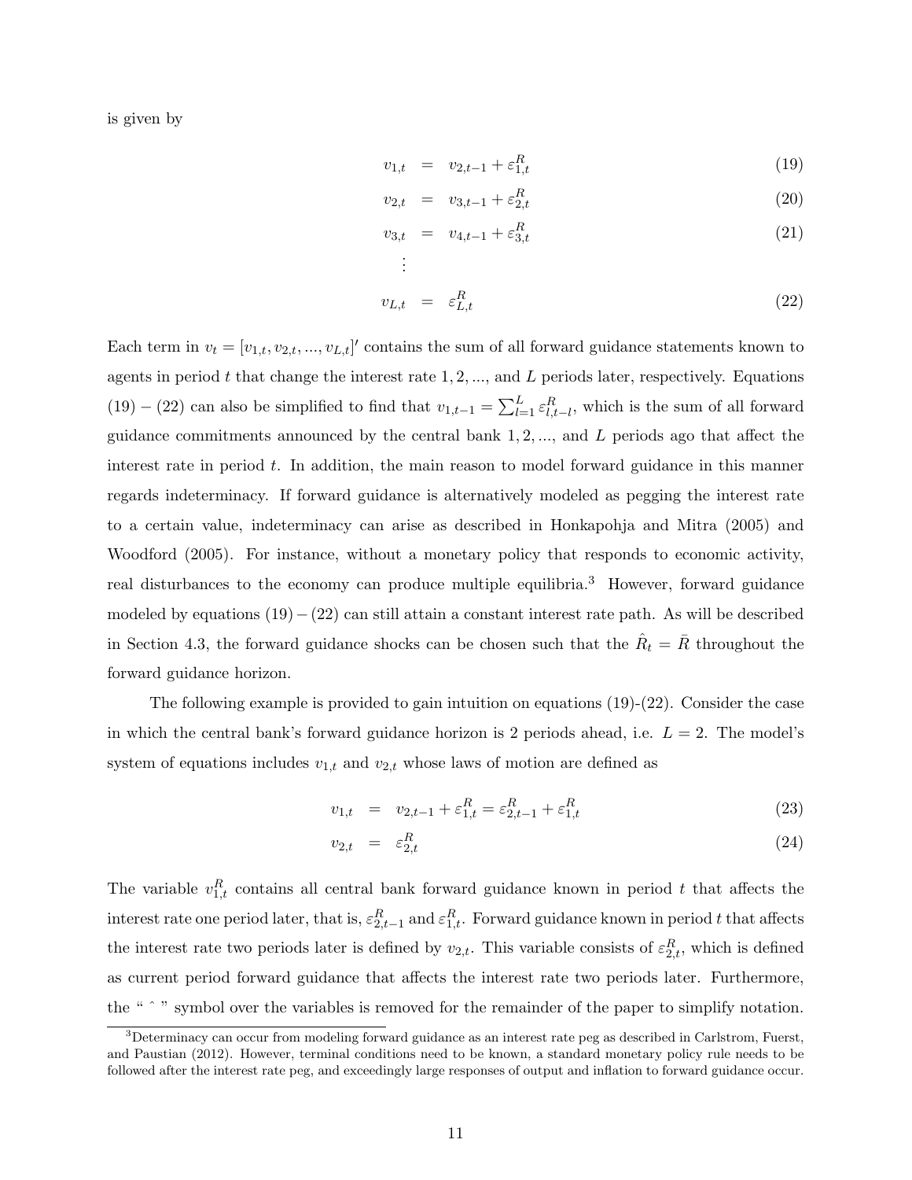is given by

$$
\begin{aligned}
v_{1,t} &= v_{2,t-1} + \varepsilon_{1,t}^{R} && (19)\\
v_{2,t} &= v_{3,t-1} + \varepsilon_{2,t}^{R} && (20)\\
v_{3,t} &= v_{4,t-1} + \varepsilon_{3,t}^{R} && (21)\\
&\vdots \\
v_{L,t} &= \varepsilon_{L,t}^{R} && (22)
\end{aligned}
$$

Each term in $v_t = [v_{1,t}, v_{2,t}, ..., v_{L,t}]'$ contains the sum of all forward guidance statements known to agents in period $t$ that change the interest rate $1, 2, ...,$ and $L$ periods later, respectively. Equations $(19) - (22)$ can also be simplified to find that $v_{1,t-1} = \sum_{l=1}^{L} \varepsilon_{l,t-l}^{R}$, which is the sum of all forward guidance commitments announced by the central bank $1, 2, ...,$ and $L$ periods ago that affect the interest rate in period $t$. In addition, the main reason to model forward guidance in this manner regards indeterminacy. If forward guidance is alternatively modeled as pegging the interest rate to a certain value, indeterminacy can arise as described in Honkapohja and Mitra (2005) and Woodford (2005). For instance, without a monetary policy that responds to economic activity, real disturbances to the economy can produce multiple equilibria.[3] However, forward guidance modeled by equations $(19) - (22)$ can still attain a constant interest rate path. As will be described in Section 4.3, the forward guidance shocks can be chosen such that the $\hat{R}_t = \bar{R}$ throughout the forward guidance horizon.

The following example is provided to gain intuition on equations (19)-(22). Consider the case in which the central bank's forward guidance horizon is 2 periods ahead, i.e. $L = 2$. The model's system of equations includes $v_{1,t}$ and $v_{2,t}$ whose laws of motion are defined as

$$
\begin{aligned}
v_{1,t} &= v_{2,t-1} + \varepsilon_{1,t}^{R} = \varepsilon_{2,t-1}^{R} + \varepsilon_{1,t}^{R} && (23)\\
v_{2,t} &= \varepsilon_{2,t}^{R} && (24)
\end{aligned}
$$

The variable $v_{1,t}^{R}$ contains all central bank forward guidance known in period $t$ that affects the interest rate one period later, that is, $\varepsilon_{2,t-1}^{R}$ and $\varepsilon_{1,t}^{R}$. Forward guidance known in period $t$ that affects the interest rate two periods later is defined by $v_{2,t}$. This variable consists of $\varepsilon_{2,t}^{R}$, which is defined as current period forward guidance that affects the interest rate two periods later. Furthermore, the " ˆ " symbol over the variables is removed for the remainder of the paper to simplify notation.

[3] Determinacy can occur from modeling forward guidance as an interest rate peg as described in Carlstrom, Fuerst, and Paustian (2012). However, terminal conditions need to be known, a standard monetary policy rule needs to be followed after the interest rate peg, and exceedingly large responses of output and inflation to forward guidance occur.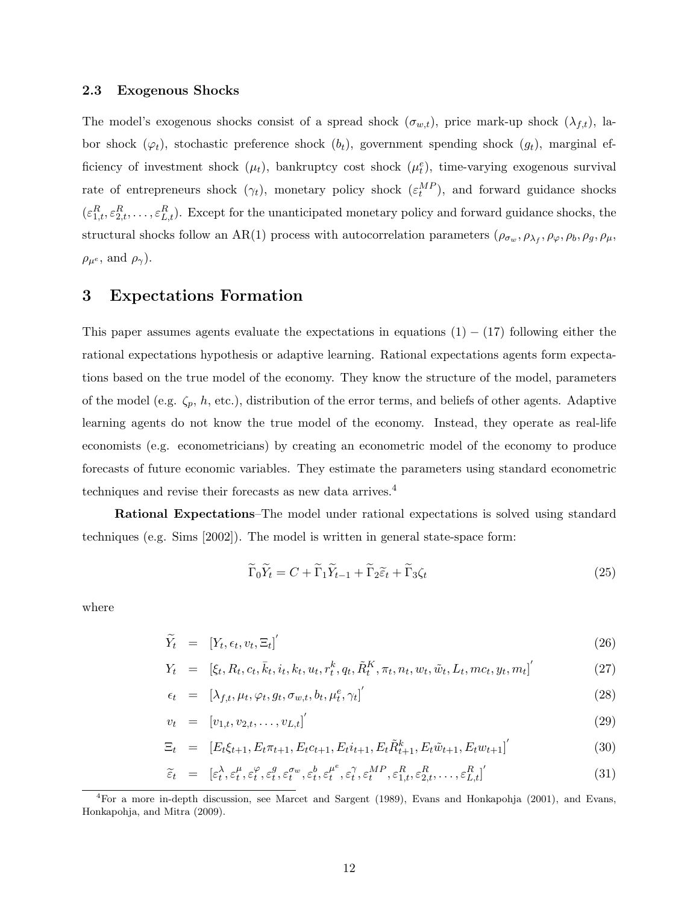### 2.3 Exogenous Shocks

The model's exogenous shocks consist of a spread shock ($\sigma_{w,t}$), price mark-up shock ($\lambda_{f,t}$), labor shock ($\varphi_t$), stochastic preference shock ($b_t$), government spending shock ($g_t$), marginal efficiency of investment shock ($\mu_t$), bankruptcy cost shock ($\mu_t^e$), time-varying exogenous survival rate of entrepreneurs shock ($\gamma_t$), monetary policy shock ($\varepsilon_t^{MP}$), and forward guidance shocks ($\varepsilon_{1,t}^R, \varepsilon_{2,t}^R, \ldots, \varepsilon_{L,t}^R$). Except for the unanticipated monetary policy and forward guidance shocks, the structural shocks follow an AR(1) process with autocorrelation parameters ($\rho_{\sigma_w}, \rho_{\lambda_f}, \rho_\varphi, \rho_b, \rho_g, \rho_\mu$, $\rho_{\mu^e}$, and $\rho_\gamma$).

## 3 Expectations Formation

This paper assumes agents evaluate the expectations in equations (1) – (17) following either the rational expectations hypothesis or adaptive learning. Rational expectations agents form expectations based on the true model of the economy. They know the structure of the model, parameters of the model (e.g. $\zeta_p$, $h$, etc.), distribution of the error terms, and beliefs of other agents. Adaptive learning agents do not know the true model of the economy. Instead, they operate as real-life economists (e.g. econometricians) by creating an econometric model of the economy to produce forecasts of future economic variables. They estimate the parameters using standard econometric techniques and revise their forecasts as new data arrives.[4]

**Rational Expectations**–The model under rational expectations is solved using standard techniques (e.g. Sims [2002]). The model is written in general state-space form:

$$\widetilde{\Gamma}_0 \widetilde{Y}_t = C + \widetilde{\Gamma}_1 \widetilde{Y}_{t-1} + \widetilde{\Gamma}_2 \widetilde{\varepsilon}_t + \widetilde{\Gamma}_3 \zeta_t \tag{25}$$

where

$$\widetilde{Y}_t = [Y_t, \epsilon_t, v_t, \Xi_t]' \tag{26}$$

$$Y_t = [\xi_t, R_t, c_t, \bar{k}_t, i_t, k_t, u_t, r_t^k, q_t, \tilde{R}_t^K, \pi_t, n_t, w_t, \tilde{w}_t, L_t, mc_t, y_t, m_t]' \tag{27}$$

$$\epsilon_t = [\lambda_{f,t}, \mu_t, \varphi_t, g_t, \sigma_{w,t}, b_t, \mu_t^e, \gamma_t]' \tag{28}$$

$$v_t = [v_{1,t}, v_{2,t}, \ldots, v_{L,t}]' \tag{29}$$

$$\Xi_t = [E_t \xi_{t+1}, E_t \pi_{t+1}, E_t c_{t+1}, E_t i_{t+1}, E_t \tilde{R}_{t+1}^k, E_t \tilde{w}_{t+1}, E_t w_{t+1}]' \tag{30}$$

$$\widetilde{\varepsilon}_t = [\varepsilon_t^\lambda, \varepsilon_t^\mu, \varepsilon_t^\varphi, \varepsilon_t^g, \varepsilon_t^{\sigma_w}, \varepsilon_t^b, \varepsilon_t^{\mu^e}, \varepsilon_t^\gamma, \varepsilon_t^{MP}, \varepsilon_{1,t}^R, \varepsilon_{2,t}^R, \ldots, \varepsilon_{L,t}^R]' \tag{31}$$

[4] For a more in-depth discussion, see Marcet and Sargent (1989), Evans and Honkapohja (2001), and Evans, Honkapohja, and Mitra (2009).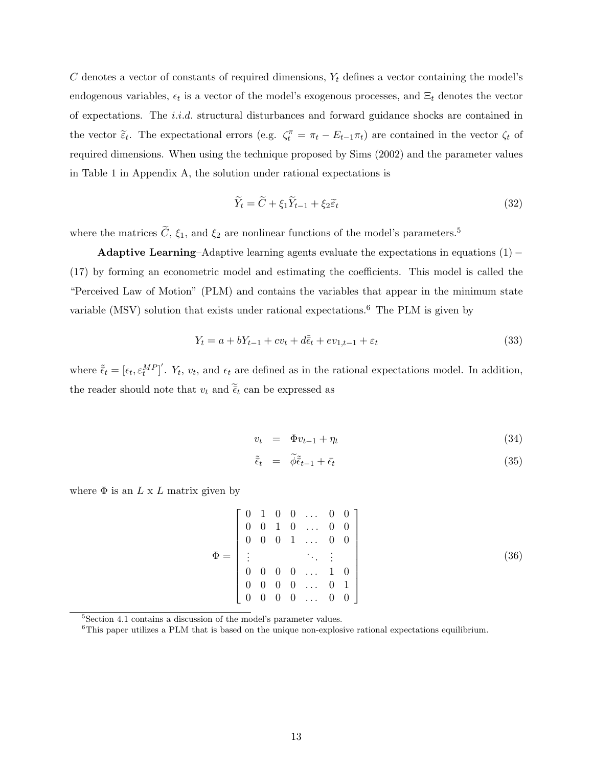$C$ denotes a vector of constants of required dimensions, $Y_t$ defines a vector containing the model's endogenous variables, $\epsilon_t$ is a vector of the model's exogenous processes, and $\Xi_t$ denotes the vector of expectations. The *i.i.d.* structural disturbances and forward guidance shocks are contained in the vector $\widetilde{\varepsilon}_t$. The expectational errors (e.g. $\zeta_t^{\pi} = \pi_t - E_{t-1}\pi_t$) are contained in the vector $\zeta_t$ of required dimensions. When using the technique proposed by Sims (2002) and the parameter values in Table 1 in Appendix A, the solution under rational expectations is

$$\widetilde{Y}_t = \widetilde{C} + \xi_1 \widetilde{Y}_{t-1} + \xi_2 \widetilde{\varepsilon}_t \tag{32}$$

where the matrices $\widetilde{C}$, $\xi_1$, and $\xi_2$ are nonlinear functions of the model's parameters.[5]

**Adaptive Learning**–Adaptive learning agents evaluate the expectations in equations (1) – (17) by forming an econometric model and estimating the coefficients. This model is called the "Perceived Law of Motion" (PLM) and contains the variables that appear in the minimum state variable (MSV) solution that exists under rational expectations.[6] The PLM is given by

$$Y_t = a + bY_{t-1} + cv_t + d\tilde{\bar{\epsilon}}_t + ev_{1,t-1} + \varepsilon_t \tag{33}$$

where $\tilde{\bar{\epsilon}}_t = [\epsilon_t, \varepsilon_t^{MP}]'$. $Y_t$, $v_t$, and $\epsilon_t$ are defined as in the rational expectations model. In addition, the reader should note that $v_t$ and $\tilde{\bar{\epsilon}}_t$ can be expressed as

$$v_t = \Phi v_{t-1} + \eta_t \tag{34}$$

$$\tilde{\bar{\epsilon}}_t = \widetilde{\phi}\tilde{\bar{\epsilon}}_{t-1} + \bar{\epsilon}_t \tag{35}$$

where $\Phi$ is an $L$ x $L$ matrix given by

$$\Phi = \begin{bmatrix} 0 & 1 & 0 & 0 & \dots & 0 & 0 \\ 0 & 0 & 1 & 0 & \dots & 0 & 0 \\ 0 & 0 & 0 & 1 & \dots & 0 & 0 \\ \vdots & & & & \ddots & \vdots & \\ 0 & 0 & 0 & 0 & \dots & 1 & 0 \\ 0 & 0 & 0 & 0 & \dots & 0 & 1 \\ 0 & 0 & 0 & 0 & \dots & 0 & 0 \end{bmatrix} \tag{36}$$

[5] Section 4.1 contains a discussion of the model's parameter values.

[6] This paper utilizes a PLM that is based on the unique non-explosive rational expectations equilibrium.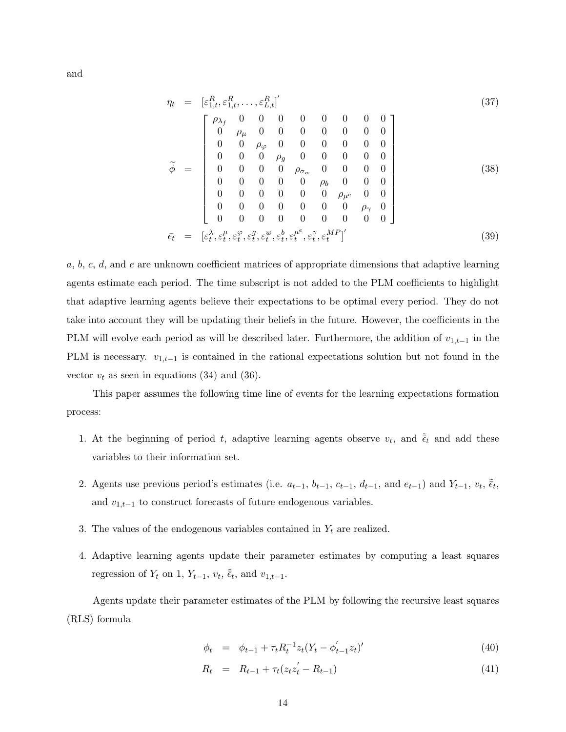and

$$\eta_t = [\varepsilon^R_{1,t}, \varepsilon^R_{1,t}, \ldots, \varepsilon^R_{L,t}]' \tag{37}$$

$$\widetilde{\phi} = \begin{bmatrix} \rho_{\lambda_f} & 0 & 0 & 0 & 0 & 0 & 0 & 0 & 0 \\ 0 & \rho_\mu & 0 & 0 & 0 & 0 & 0 & 0 & 0 \\ 0 & 0 & \rho_\varphi & 0 & 0 & 0 & 0 & 0 & 0 \\ 0 & 0 & 0 & \rho_g & 0 & 0 & 0 & 0 & 0 \\ 0 & 0 & 0 & 0 & \rho_{\sigma_w} & 0 & 0 & 0 & 0 \\ 0 & 0 & 0 & 0 & 0 & \rho_b & 0 & 0 & 0 \\ 0 & 0 & 0 & 0 & 0 & 0 & \rho_{\mu^e} & 0 & 0 \\ 0 & 0 & 0 & 0 & 0 & 0 & 0 & \rho_\gamma & 0 \\ 0 & 0 & 0 & 0 & 0 & 0 & 0 & 0 & 0 \end{bmatrix} \tag{38}$$

$$\bar{\epsilon}_t = [\varepsilon^\lambda_t, \varepsilon^\mu_t, \varepsilon^\varphi_t, \varepsilon^g_t, \varepsilon^w_t, \varepsilon^b_t, \varepsilon^{\mu^e}_t, \varepsilon^\gamma_t, \varepsilon^{MP}_t]' \tag{39}$$

$a$, $b$, $c$, $d$, and $e$ are unknown coefficient matrices of appropriate dimensions that adaptive learning agents estimate each period. The time subscript is not added to the PLM coefficients to highlight that adaptive learning agents believe their expectations to be optimal every period. They do not take into account they will be updating their beliefs in the future. However, the coefficients in the PLM will evolve each period as will be described later. Furthermore, the addition of $v_{1,t-1}$ in the PLM is necessary. $v_{1,t-1}$ is contained in the rational expectations solution but not found in the vector $v_t$ as seen in equations (34) and (36).

This paper assumes the following time line of events for the learning expectations formation process:

1. At the beginning of period $t$, adaptive learning agents observe $v_t$, and $\tilde{\bar{\epsilon}}_t$ and add these variables to their information set.
2. Agents use previous period's estimates (i.e. $a_{t-1}$, $b_{t-1}$, $c_{t-1}$, $d_{t-1}$, and $e_{t-1}$) and $Y_{t-1}$, $v_t$, $\tilde{\bar{\epsilon}}_t$, and $v_{1,t-1}$ to construct forecasts of future endogenous variables.
3. The values of the endogenous variables contained in $Y_t$ are realized.
4. Adaptive learning agents update their parameter estimates by computing a least squares regression of $Y_t$ on 1, $Y_{t-1}$, $v_t$, $\tilde{\bar{\epsilon}}_t$, and $v_{1,t-1}$.

Agents update their parameter estimates of the PLM by following the recursive least squares (RLS) formula

$$\phi_t = \phi_{t-1} + \tau_t R_t^{-1} z_t (Y_t - \phi'_{t-1} z_t)' \tag{40}$$

$$R_t = R_{t-1} + \tau_t (z_t z'_t - R_{t-1}) \tag{41}$$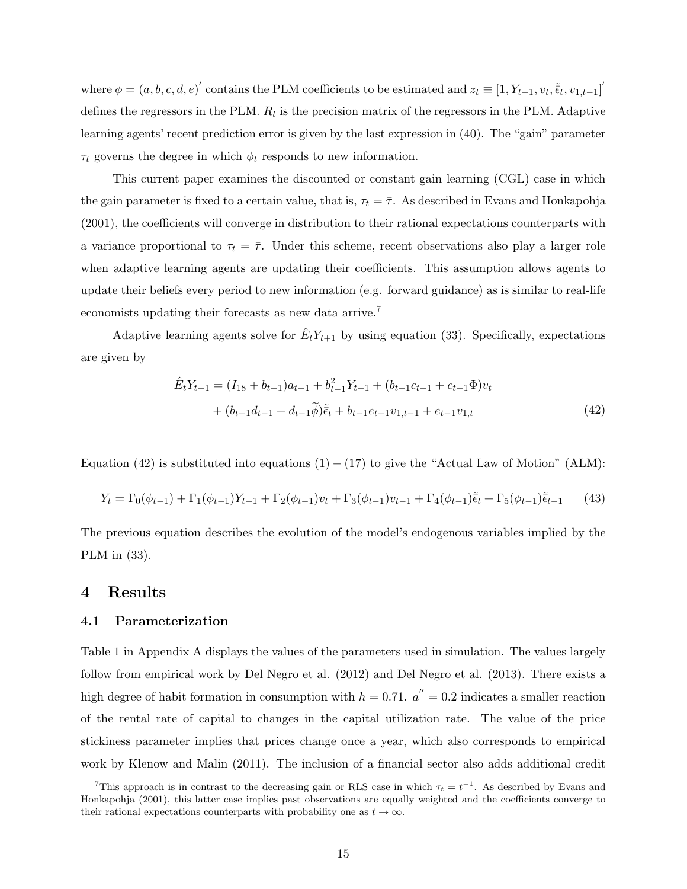where $\phi = (a, b, c, d, e)'$ contains the PLM coefficients to be estimated and $z_t \equiv [1, Y_{t-1}, v_t, \tilde{\bar{\epsilon}}_t, v_{1,t-1}]'$ defines the regressors in the PLM. $R_t$ is the precision matrix of the regressors in the PLM. Adaptive learning agents' recent prediction error is given by the last expression in (40). The "gain" parameter $\tau_t$ governs the degree in which $\phi_t$ responds to new information.

This current paper examines the discounted or constant gain learning (CGL) case in which the gain parameter is fixed to a certain value, that is, $\tau_t = \bar{\tau}$. As described in Evans and Honkapohja (2001), the coefficients will converge in distribution to their rational expectations counterparts with a variance proportional to $\tau_t = \bar{\tau}$. Under this scheme, recent observations also play a larger role when adaptive learning agents are updating their coefficients. This assumption allows agents to update their beliefs every period to new information (e.g. forward guidance) as is similar to real-life economists updating their forecasts as new data arrive.[7]

Adaptive learning agents solve for $\hat{E}_t Y_{t+1}$ by using equation (33). Specifically, expectations are given by

$$
\begin{aligned}
\hat{E}_t Y_{t+1} = (I_{18} + b_{t-1})a_{t-1} + b_{t-1}^2 Y_{t-1} + (b_{t-1}c_{t-1} + c_{t-1}\Phi)v_t \\
+ (b_{t-1}d_{t-1} + d_{t-1}\widetilde{\phi})\tilde{\bar{\epsilon}}_t + b_{t-1}e_{t-1}v_{1,t-1} + e_{t-1}v_{1,t}
\end{aligned} \tag{42}
$$

Equation (42) is substituted into equations (1) – (17) to give the "Actual Law of Motion" (ALM):

$$
Y_t = \Gamma_0(\phi_{t-1}) + \Gamma_1(\phi_{t-1})Y_{t-1} + \Gamma_2(\phi_{t-1})v_t + \Gamma_3(\phi_{t-1})v_{t-1} + \Gamma_4(\phi_{t-1})\tilde{\bar{\epsilon}}_t + \Gamma_5(\phi_{t-1})\tilde{\bar{\epsilon}}_{t-1} \tag{43}
$$

The previous equation describes the evolution of the model's endogenous variables implied by the PLM in (33).

## 4 Results

### 4.1 Parameterization

Table 1 in Appendix A displays the values of the parameters used in simulation. The values largely follow from empirical work by Del Negro et al. (2012) and Del Negro et al. (2013). There exists a high degree of habit formation in consumption with $h = 0.71$. $a'' = 0.2$ indicates a smaller reaction of the rental rate of capital to changes in the capital utilization rate. The value of the price stickiness parameter implies that prices change once a year, which also corresponds to empirical work by Klenow and Malin (2011). The inclusion of a financial sector also adds additional credit

[7] This approach is in contrast to the decreasing gain or RLS case in which $\tau_t = t^{-1}$. As described by Evans and Honkapohja (2001), this latter case implies past observations are equally weighted and the coefficients converge to their rational expectations counterparts with probability one as $t \to \infty$.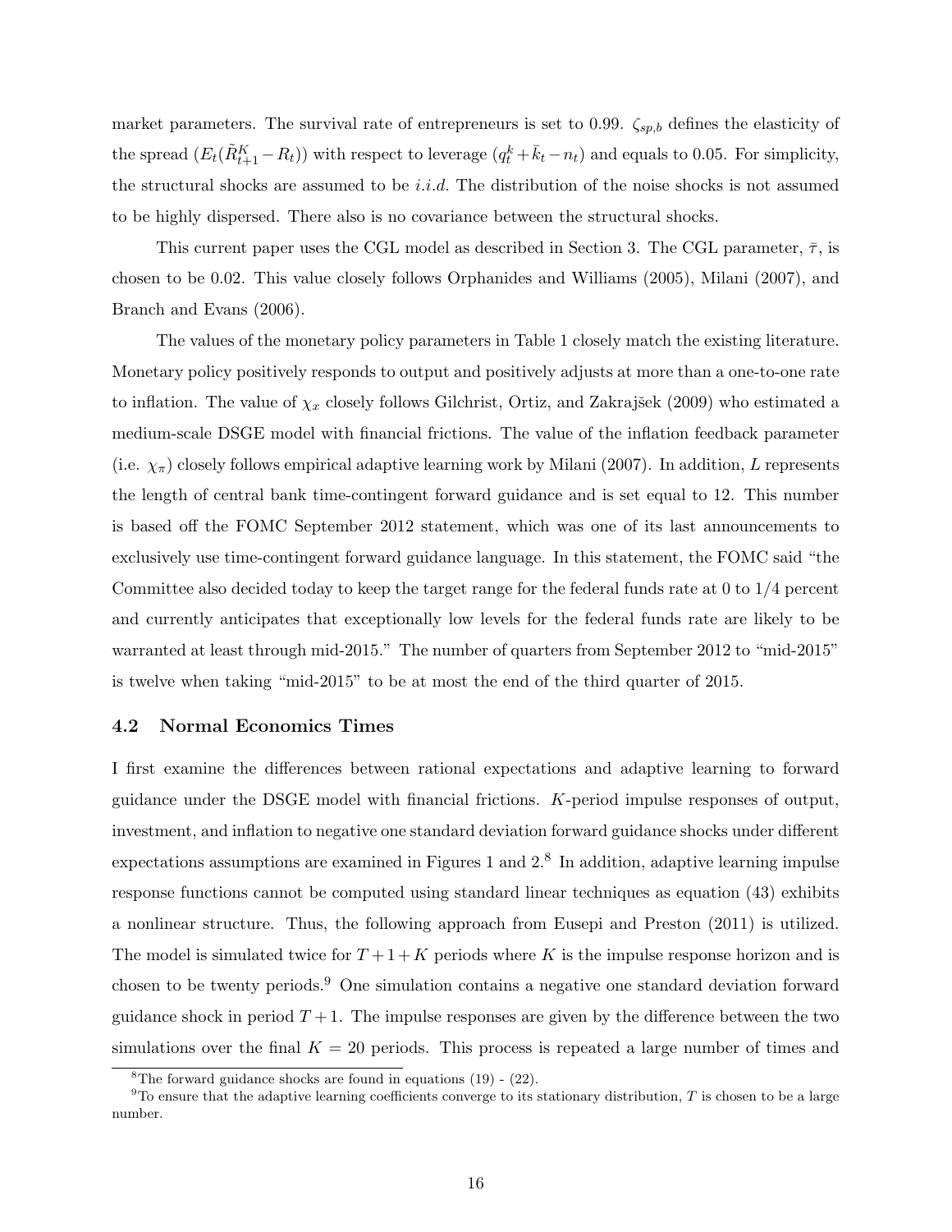market parameters. The survival rate of entrepreneurs is set to 0.99. $\zeta_{sp,b}$ defines the elasticity of the spread ($E_t(\tilde{R}^K_{t+1} - R_t)$) with respect to leverage ($q^k_t + \bar{k}_t - n_t$) and equals to 0.05. For simplicity, the structural shocks are assumed to be *i.i.d.* The distribution of the noise shocks is not assumed to be highly dispersed. There also is no covariance between the structural shocks.

This current paper uses the CGL model as described in Section 3. The CGL parameter, $\bar{\tau}$, is chosen to be 0.02. This value closely follows Orphanides and Williams (2005), Milani (2007), and Branch and Evans (2006).

The values of the monetary policy parameters in Table 1 closely match the existing literature. Monetary policy positively responds to output and positively adjusts at more than a one-to-one rate to inflation. The value of $\chi_x$ closely follows Gilchrist, Ortiz, and Zakrajšek (2009) who estimated a medium-scale DSGE model with financial frictions. The value of the inflation feedback parameter (i.e. $\chi_\pi$) closely follows empirical adaptive learning work by Milani (2007). In addition, $L$ represents the length of central bank time-contingent forward guidance and is set equal to 12. This number is based off the FOMC September 2012 statement, which was one of its last announcements to exclusively use time-contingent forward guidance language. In this statement, the FOMC said "the Committee also decided today to keep the target range for the federal funds rate at 0 to 1/4 percent and currently anticipates that exceptionally low levels for the federal funds rate are likely to be warranted at least through mid-2015." The number of quarters from September 2012 to "mid-2015" is twelve when taking "mid-2015" to be at most the end of the third quarter of 2015.

### 4.2 Normal Economics Times

I first examine the differences between rational expectations and adaptive learning to forward guidance under the DSGE model with financial frictions. $K$-period impulse responses of output, investment, and inflation to negative one standard deviation forward guidance shocks under different expectations assumptions are examined in Figures 1 and 2.[8] In addition, adaptive learning impulse response functions cannot be computed using standard linear techniques as equation (43) exhibits a nonlinear structure. Thus, the following approach from Eusepi and Preston (2011) is utilized. The model is simulated twice for $T+1+K$ periods where $K$ is the impulse response horizon and is chosen to be twenty periods.[9] One simulation contains a negative one standard deviation forward guidance shock in period $T+1$. The impulse responses are given by the difference between the two simulations over the final $K = 20$ periods. This process is repeated a large number of times and

[8] The forward guidance shocks are found in equations (19) - (22).

[9] To ensure that the adaptive learning coefficients converge to its stationary distribution, $T$ is chosen to be a large number.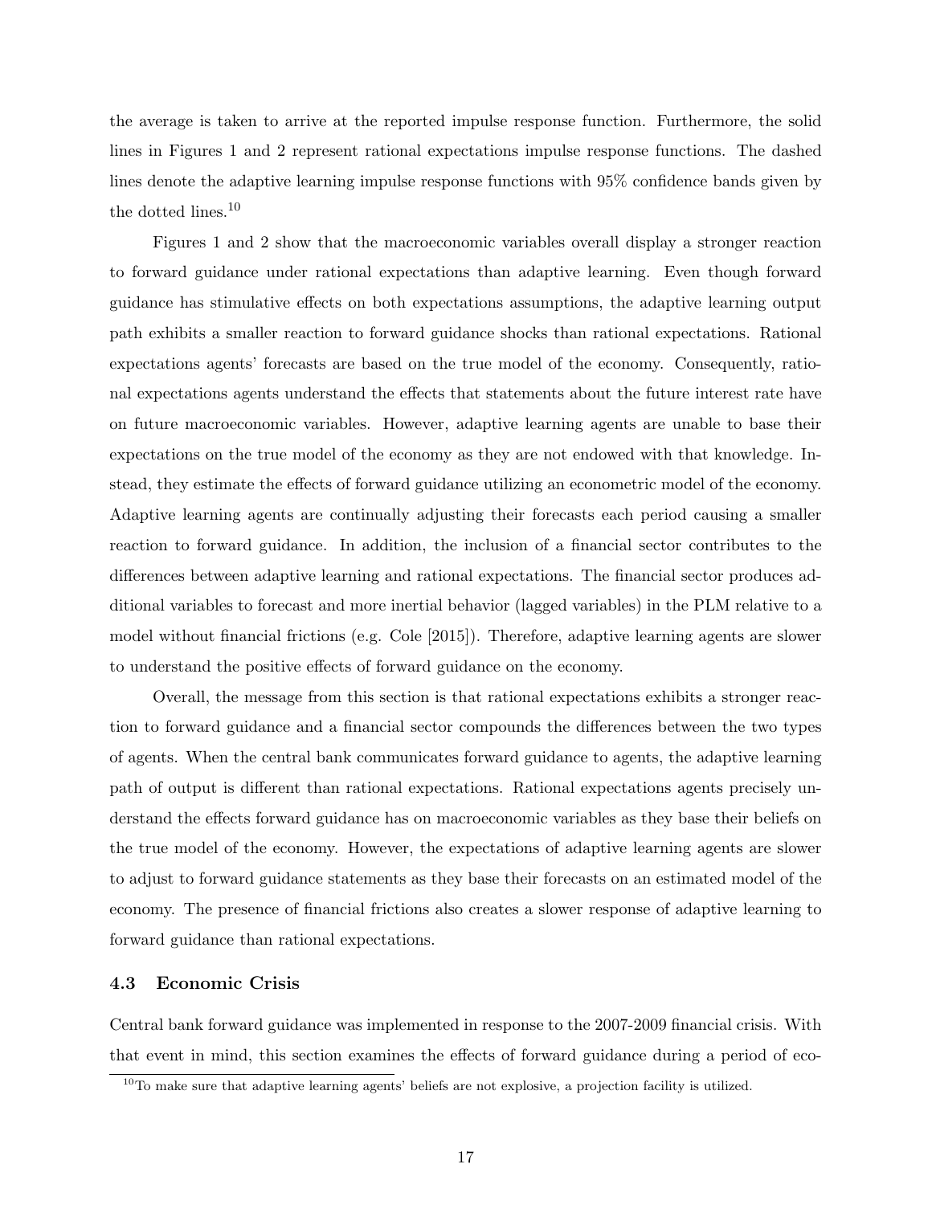the average is taken to arrive at the reported impulse response function. Furthermore, the solid lines in Figures 1 and 2 represent rational expectations impulse response functions. The dashed lines denote the adaptive learning impulse response functions with 95% confidence bands given by the dotted lines.[10]

Figures 1 and 2 show that the macroeconomic variables overall display a stronger reaction to forward guidance under rational expectations than adaptive learning. Even though forward guidance has stimulative effects on both expectations assumptions, the adaptive learning output path exhibits a smaller reaction to forward guidance shocks than rational expectations. Rational expectations agents' forecasts are based on the true model of the economy. Consequently, rational expectations agents understand the effects that statements about the future interest rate have on future macroeconomic variables. However, adaptive learning agents are unable to base their expectations on the true model of the economy as they are not endowed with that knowledge. Instead, they estimate the effects of forward guidance utilizing an econometric model of the economy. Adaptive learning agents are continually adjusting their forecasts each period causing a smaller reaction to forward guidance. In addition, the inclusion of a financial sector contributes to the differences between adaptive learning and rational expectations. The financial sector produces additional variables to forecast and more inertial behavior (lagged variables) in the PLM relative to a model without financial frictions (e.g. Cole [2015]). Therefore, adaptive learning agents are slower to understand the positive effects of forward guidance on the economy.

Overall, the message from this section is that rational expectations exhibits a stronger reaction to forward guidance and a financial sector compounds the differences between the two types of agents. When the central bank communicates forward guidance to agents, the adaptive learning path of output is different than rational expectations. Rational expectations agents precisely understand the effects forward guidance has on macroeconomic variables as they base their beliefs on the true model of the economy. However, the expectations of adaptive learning agents are slower to adjust to forward guidance statements as they base their forecasts on an estimated model of the economy. The presence of financial frictions also creates a slower response of adaptive learning to forward guidance than rational expectations.

### 4.3 Economic Crisis

Central bank forward guidance was implemented in response to the 2007-2009 financial crisis. With that event in mind, this section examines the effects of forward guidance during a period of eco-

[10] To make sure that adaptive learning agents' beliefs are not explosive, a projection facility is utilized.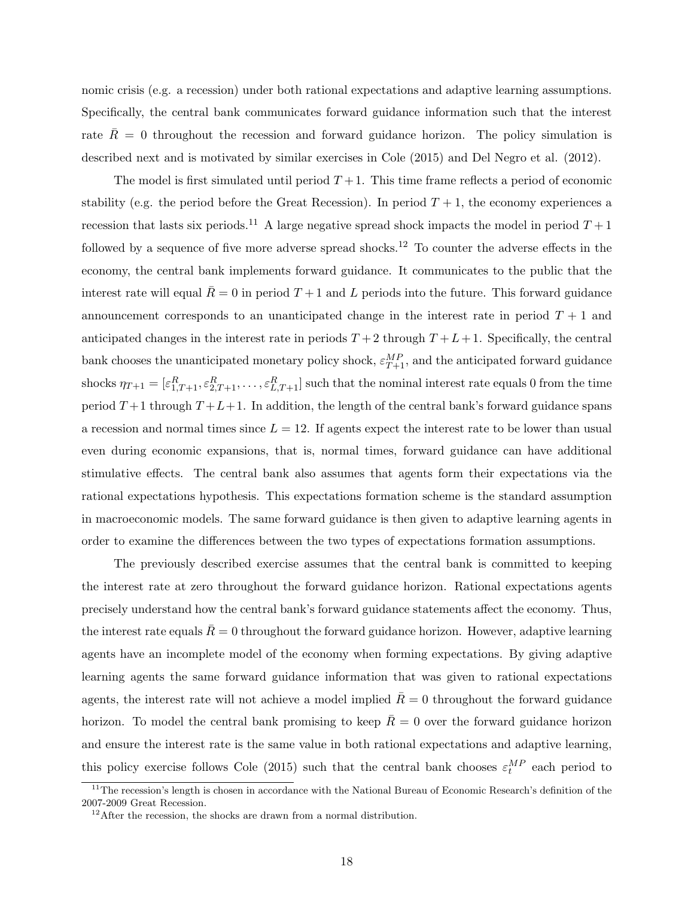nomic crisis (e.g. a recession) under both rational expectations and adaptive learning assumptions. Specifically, the central bank communicates forward guidance information such that the interest rate $\bar{R} = 0$ throughout the recession and forward guidance horizon. The policy simulation is described next and is motivated by similar exercises in Cole (2015) and Del Negro et al. (2012).

The model is first simulated until period $T+1$. This time frame reflects a period of economic stability (e.g. the period before the Great Recession). In period $T+1$, the economy experiences a recession that lasts six periods.[11] A large negative spread shock impacts the model in period $T+1$ followed by a sequence of five more adverse spread shocks.[12] To counter the adverse effects in the economy, the central bank implements forward guidance. It communicates to the public that the interest rate will equal $\bar{R} = 0$ in period $T+1$ and $L$ periods into the future. This forward guidance announcement corresponds to an unanticipated change in the interest rate in period $T+1$ and anticipated changes in the interest rate in periods $T+2$ through $T+L+1$. Specifically, the central bank chooses the unanticipated monetary policy shock, $\varepsilon^{MP}_{T+1}$, and the anticipated forward guidance shocks $\eta_{T+1} = [\varepsilon^{R}_{1,T+1}, \varepsilon^{R}_{2,T+1}, \ldots, \varepsilon^{R}_{L,T+1}]$ such that the nominal interest rate equals 0 from the time period $T+1$ through $T+L+1$. In addition, the length of the central bank's forward guidance spans a recession and normal times since $L = 12$. If agents expect the interest rate to be lower than usual even during economic expansions, that is, normal times, forward guidance can have additional stimulative effects. The central bank also assumes that agents form their expectations via the rational expectations hypothesis. This expectations formation scheme is the standard assumption in macroeconomic models. The same forward guidance is then given to adaptive learning agents in order to examine the differences between the two types of expectations formation assumptions.

The previously described exercise assumes that the central bank is committed to keeping the interest rate at zero throughout the forward guidance horizon. Rational expectations agents precisely understand how the central bank's forward guidance statements affect the economy. Thus, the interest rate equals $\bar{R} = 0$ throughout the forward guidance horizon. However, adaptive learning agents have an incomplete model of the economy when forming expectations. By giving adaptive learning agents the same forward guidance information that was given to rational expectations agents, the interest rate will not achieve a model implied $\bar{R} = 0$ throughout the forward guidance horizon. To model the central bank promising to keep $\bar{R} = 0$ over the forward guidance horizon and ensure the interest rate is the same value in both rational expectations and adaptive learning, this policy exercise follows Cole (2015) such that the central bank chooses $\varepsilon^{MP}_{t}$ each period to

[11] The recession's length is chosen in accordance with the National Bureau of Economic Research's definition of the 2007-2009 Great Recession.

[12] After the recession, the shocks are drawn from a normal distribution.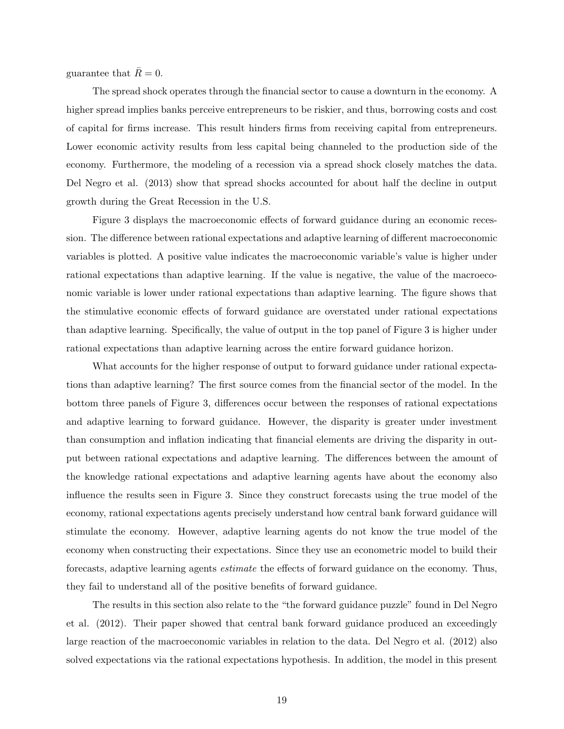guarantee that $\bar{R} = 0$.

The spread shock operates through the financial sector to cause a downturn in the economy. A higher spread implies banks perceive entrepreneurs to be riskier, and thus, borrowing costs and cost of capital for firms increase. This result hinders firms from receiving capital from entrepreneurs. Lower economic activity results from less capital being channeled to the production side of the economy. Furthermore, the modeling of a recession via a spread shock closely matches the data. Del Negro et al. (2013) show that spread shocks accounted for about half the decline in output growth during the Great Recession in the U.S.

Figure 3 displays the macroeconomic effects of forward guidance during an economic recession. The difference between rational expectations and adaptive learning of different macroeconomic variables is plotted. A positive value indicates the macroeconomic variable's value is higher under rational expectations than adaptive learning. If the value is negative, the value of the macroeconomic variable is lower under rational expectations than adaptive learning. The figure shows that the stimulative economic effects of forward guidance are overstated under rational expectations than adaptive learning. Specifically, the value of output in the top panel of Figure 3 is higher under rational expectations than adaptive learning across the entire forward guidance horizon.

What accounts for the higher response of output to forward guidance under rational expectations than adaptive learning? The first source comes from the financial sector of the model. In the bottom three panels of Figure 3, differences occur between the responses of rational expectations and adaptive learning to forward guidance. However, the disparity is greater under investment than consumption and inflation indicating that financial elements are driving the disparity in output between rational expectations and adaptive learning. The differences between the amount of the knowledge rational expectations and adaptive learning agents have about the economy also influence the results seen in Figure 3. Since they construct forecasts using the true model of the economy, rational expectations agents precisely understand how central bank forward guidance will stimulate the economy. However, adaptive learning agents do not know the true model of the economy when constructing their expectations. Since they use an econometric model to build their forecasts, adaptive learning agents *estimate* the effects of forward guidance on the economy. Thus, they fail to understand all of the positive benefits of forward guidance.

The results in this section also relate to the "the forward guidance puzzle" found in Del Negro et al. (2012). Their paper showed that central bank forward guidance produced an exceedingly large reaction of the macroeconomic variables in relation to the data. Del Negro et al. (2012) also solved expectations via the rational expectations hypothesis. In addition, the model in this present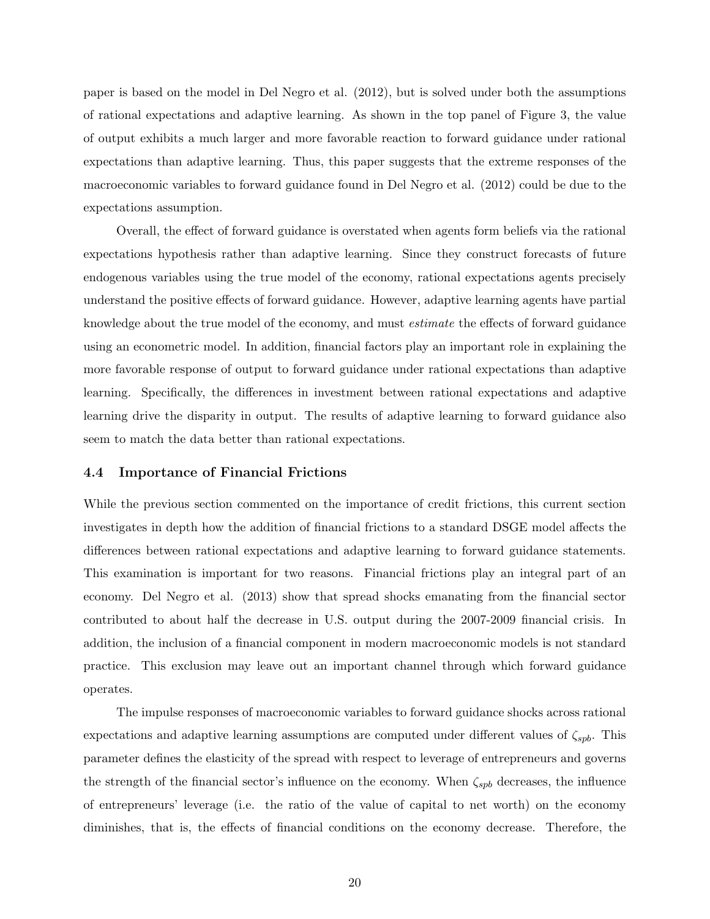paper is based on the model in Del Negro et al. (2012), but is solved under both the assumptions of rational expectations and adaptive learning. As shown in the top panel of Figure 3, the value of output exhibits a much larger and more favorable reaction to forward guidance under rational expectations than adaptive learning. Thus, this paper suggests that the extreme responses of the macroeconomic variables to forward guidance found in Del Negro et al. (2012) could be due to the expectations assumption.

Overall, the effect of forward guidance is overstated when agents form beliefs via the rational expectations hypothesis rather than adaptive learning. Since they construct forecasts of future endogenous variables using the true model of the economy, rational expectations agents precisely understand the positive effects of forward guidance. However, adaptive learning agents have partial knowledge about the true model of the economy, and must *estimate* the effects of forward guidance using an econometric model. In addition, financial factors play an important role in explaining the more favorable response of output to forward guidance under rational expectations than adaptive learning. Specifically, the differences in investment between rational expectations and adaptive learning drive the disparity in output. The results of adaptive learning to forward guidance also seem to match the data better than rational expectations.

### 4.4 Importance of Financial Frictions

While the previous section commented on the importance of credit frictions, this current section investigates in depth how the addition of financial frictions to a standard DSGE model affects the differences between rational expectations and adaptive learning to forward guidance statements. This examination is important for two reasons. Financial frictions play an integral part of an economy. Del Negro et al. (2013) show that spread shocks emanating from the financial sector contributed to about half the decrease in U.S. output during the 2007-2009 financial crisis. In addition, the inclusion of a financial component in modern macroeconomic models is not standard practice. This exclusion may leave out an important channel through which forward guidance operates.

The impulse responses of macroeconomic variables to forward guidance shocks across rational expectations and adaptive learning assumptions are computed under different values of $\zeta_{spb}$. This parameter defines the elasticity of the spread with respect to leverage of entrepreneurs and governs the strength of the financial sector's influence on the economy. When $\zeta_{spb}$ decreases, the influence of entrepreneurs' leverage (i.e. the ratio of the value of capital to net worth) on the economy diminishes, that is, the effects of financial conditions on the economy decrease. Therefore, the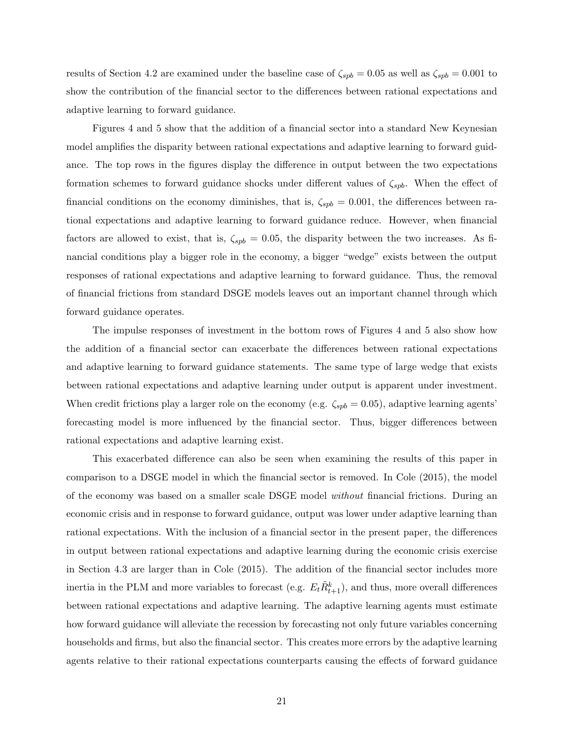results of Section 4.2 are examined under the baseline case of $\zeta_{spb} = 0.05$ as well as $\zeta_{spb} = 0.001$ to show the contribution of the financial sector to the differences between rational expectations and adaptive learning to forward guidance.

Figures 4 and 5 show that the addition of a financial sector into a standard New Keynesian model amplifies the disparity between rational expectations and adaptive learning to forward guidance. The top rows in the figures display the difference in output between the two expectations formation schemes to forward guidance shocks under different values of $\zeta_{spb}$. When the effect of financial conditions on the economy diminishes, that is, $\zeta_{spb} = 0.001$, the differences between rational expectations and adaptive learning to forward guidance reduce. However, when financial factors are allowed to exist, that is, $\zeta_{spb} = 0.05$, the disparity between the two increases. As financial conditions play a bigger role in the economy, a bigger "wedge" exists between the output responses of rational expectations and adaptive learning to forward guidance. Thus, the removal of financial frictions from standard DSGE models leaves out an important channel through which forward guidance operates.

The impulse responses of investment in the bottom rows of Figures 4 and 5 also show how the addition of a financial sector can exacerbate the differences between rational expectations and adaptive learning to forward guidance statements. The same type of large wedge that exists between rational expectations and adaptive learning under output is apparent under investment. When credit frictions play a larger role on the economy (e.g. $\zeta_{spb} = 0.05$), adaptive learning agents' forecasting model is more influenced by the financial sector. Thus, bigger differences between rational expectations and adaptive learning exist.

This exacerbated difference can also be seen when examining the results of this paper in comparison to a DSGE model in which the financial sector is removed. In Cole (2015), the model of the economy was based on a smaller scale DSGE model *without* financial frictions. During an economic crisis and in response to forward guidance, output was lower under adaptive learning than rational expectations. With the inclusion of a financial sector in the present paper, the differences in output between rational expectations and adaptive learning during the economic crisis exercise in Section 4.3 are larger than in Cole (2015). The addition of the financial sector includes more inertia in the PLM and more variables to forecast (e.g. $E_t\tilde{R}^k_{t+1}$), and thus, more overall differences between rational expectations and adaptive learning. The adaptive learning agents must estimate how forward guidance will alleviate the recession by forecasting not only future variables concerning households and firms, but also the financial sector. This creates more errors by the adaptive learning agents relative to their rational expectations counterparts causing the effects of forward guidance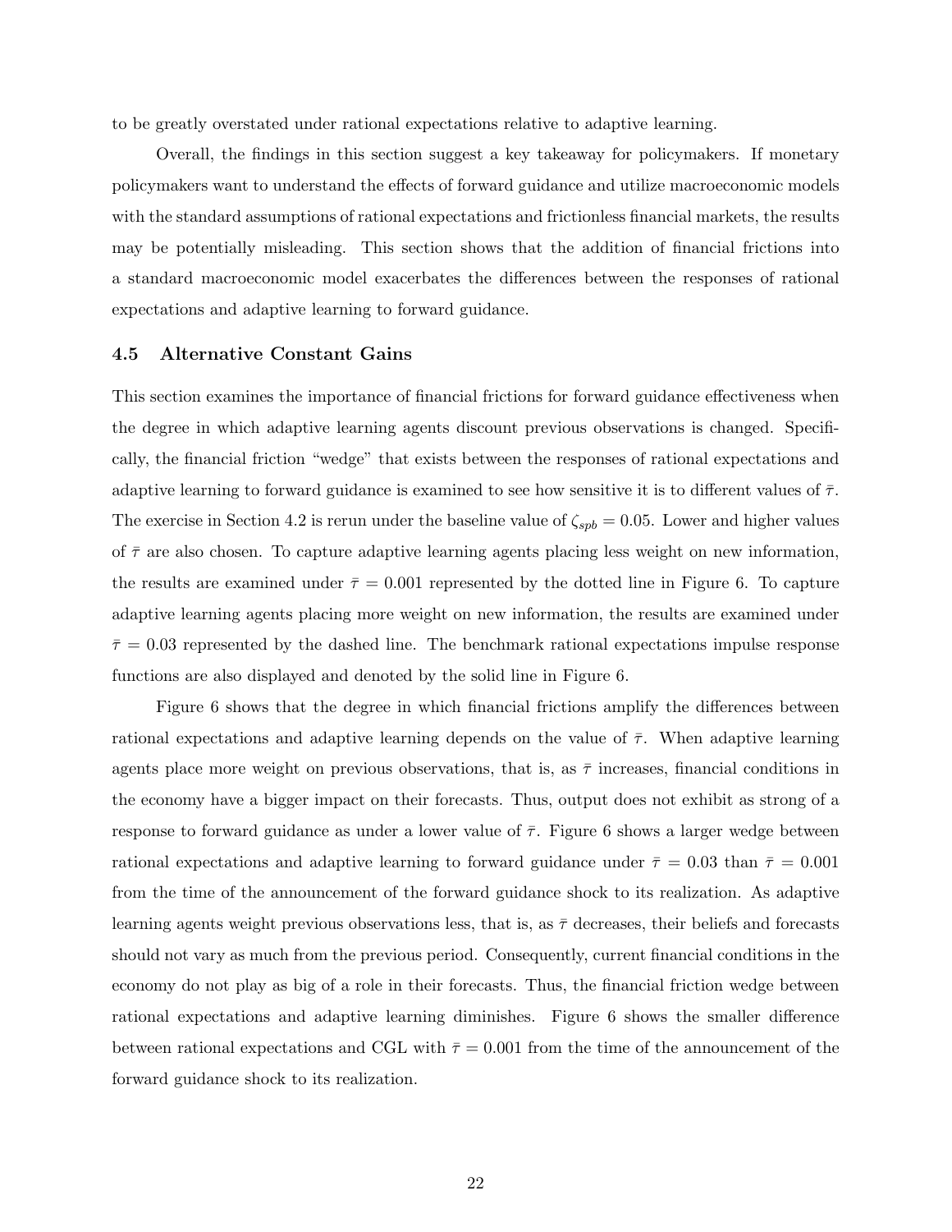to be greatly overstated under rational expectations relative to adaptive learning.

Overall, the findings in this section suggest a key takeaway for policymakers. If monetary policymakers want to understand the effects of forward guidance and utilize macroeconomic models with the standard assumptions of rational expectations and frictionless financial markets, the results may be potentially misleading. This section shows that the addition of financial frictions into a standard macroeconomic model exacerbates the differences between the responses of rational expectations and adaptive learning to forward guidance.

### 4.5 Alternative Constant Gains

This section examines the importance of financial frictions for forward guidance effectiveness when the degree in which adaptive learning agents discount previous observations is changed. Specifically, the financial friction "wedge" that exists between the responses of rational expectations and adaptive learning to forward guidance is examined to see how sensitive it is to different values of $\bar{\tau}$. The exercise in Section 4.2 is rerun under the baseline value of $\zeta_{spb} = 0.05$. Lower and higher values of $\bar{\tau}$ are also chosen. To capture adaptive learning agents placing less weight on new information, the results are examined under $\bar{\tau} = 0.001$ represented by the dotted line in Figure 6. To capture adaptive learning agents placing more weight on new information, the results are examined under $\bar{\tau} = 0.03$ represented by the dashed line. The benchmark rational expectations impulse response functions are also displayed and denoted by the solid line in Figure 6.

Figure 6 shows that the degree in which financial frictions amplify the differences between rational expectations and adaptive learning depends on the value of $\bar{\tau}$. When adaptive learning agents place more weight on previous observations, that is, as $\bar{\tau}$ increases, financial conditions in the economy have a bigger impact on their forecasts. Thus, output does not exhibit as strong of a response to forward guidance as under a lower value of $\bar{\tau}$. Figure 6 shows a larger wedge between rational expectations and adaptive learning to forward guidance under $\bar{\tau} = 0.03$ than $\bar{\tau} = 0.001$ from the time of the announcement of the forward guidance shock to its realization. As adaptive learning agents weight previous observations less, that is, as $\bar{\tau}$ decreases, their beliefs and forecasts should not vary as much from the previous period. Consequently, current financial conditions in the economy do not play as big of a role in their forecasts. Thus, the financial friction wedge between rational expectations and adaptive learning diminishes. Figure 6 shows the smaller difference between rational expectations and CGL with $\bar{\tau} = 0.001$ from the time of the announcement of the forward guidance shock to its realization.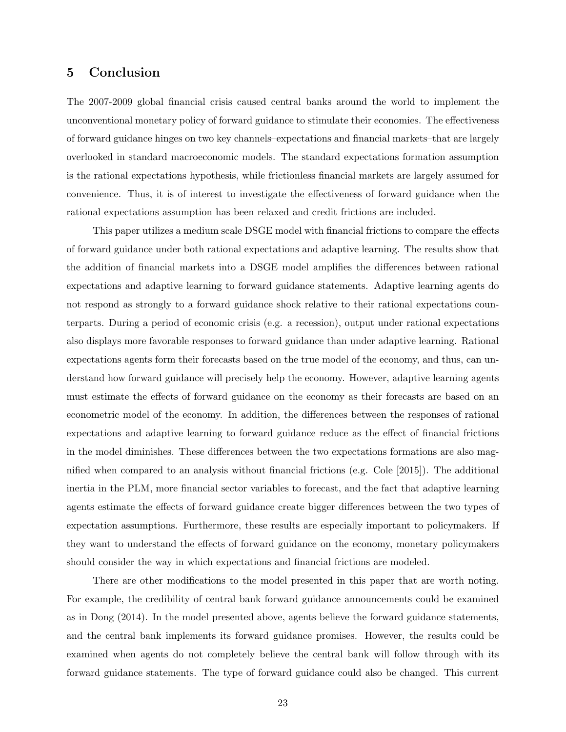## 5 Conclusion

The 2007-2009 global financial crisis caused central banks around the world to implement the unconventional monetary policy of forward guidance to stimulate their economies. The effectiveness of forward guidance hinges on two key channels–expectations and financial markets–that are largely overlooked in standard macroeconomic models. The standard expectations formation assumption is the rational expectations hypothesis, while frictionless financial markets are largely assumed for convenience. Thus, it is of interest to investigate the effectiveness of forward guidance when the rational expectations assumption has been relaxed and credit frictions are included.

This paper utilizes a medium scale DSGE model with financial frictions to compare the effects of forward guidance under both rational expectations and adaptive learning. The results show that the addition of financial markets into a DSGE model amplifies the differences between rational expectations and adaptive learning to forward guidance statements. Adaptive learning agents do not respond as strongly to a forward guidance shock relative to their rational expectations counterparts. During a period of economic crisis (e.g. a recession), output under rational expectations also displays more favorable responses to forward guidance than under adaptive learning. Rational expectations agents form their forecasts based on the true model of the economy, and thus, can understand how forward guidance will precisely help the economy. However, adaptive learning agents must estimate the effects of forward guidance on the economy as their forecasts are based on an econometric model of the economy. In addition, the differences between the responses of rational expectations and adaptive learning to forward guidance reduce as the effect of financial frictions in the model diminishes. These differences between the two expectations formations are also magnified when compared to an analysis without financial frictions (e.g. Cole [2015]). The additional inertia in the PLM, more financial sector variables to forecast, and the fact that adaptive learning agents estimate the effects of forward guidance create bigger differences between the two types of expectation assumptions. Furthermore, these results are especially important to policymakers. If they want to understand the effects of forward guidance on the economy, monetary policymakers should consider the way in which expectations and financial frictions are modeled.

There are other modifications to the model presented in this paper that are worth noting. For example, the credibility of central bank forward guidance announcements could be examined as in Dong (2014). In the model presented above, agents believe the forward guidance statements, and the central bank implements its forward guidance promises. However, the results could be examined when agents do not completely believe the central bank will follow through with its forward guidance statements. The type of forward guidance could also be changed. This current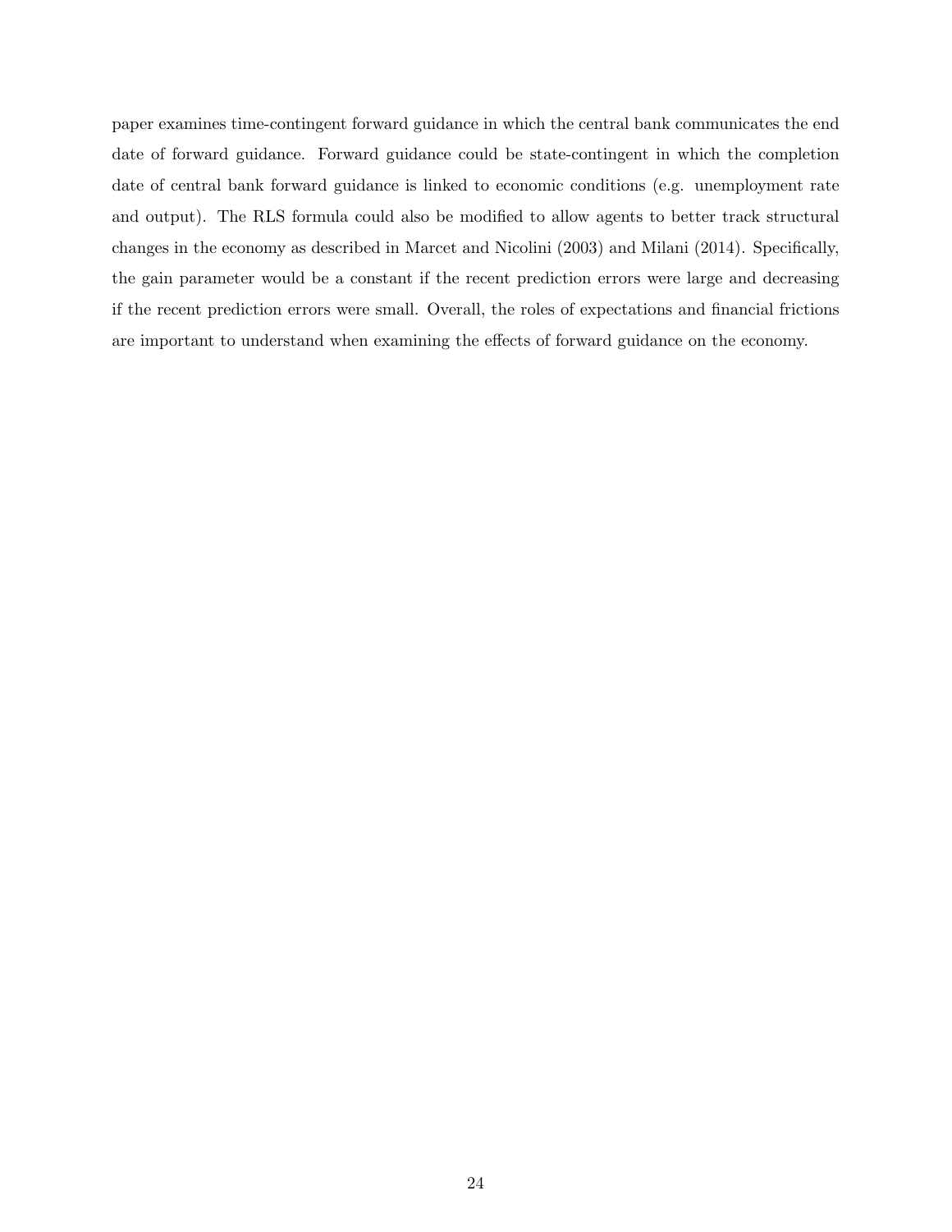paper examines time-contingent forward guidance in which the central bank communicates the end date of forward guidance. Forward guidance could be state-contingent in which the completion date of central bank forward guidance is linked to economic conditions (e.g. unemployment rate and output). The RLS formula could also be modified to allow agents to better track structural changes in the economy as described in Marcet and Nicolini (2003) and Milani (2014). Specifically, the gain parameter would be a constant if the recent prediction errors were large and decreasing if the recent prediction errors were small. Overall, the roles of expectations and financial frictions are important to understand when examining the effects of forward guidance on the economy.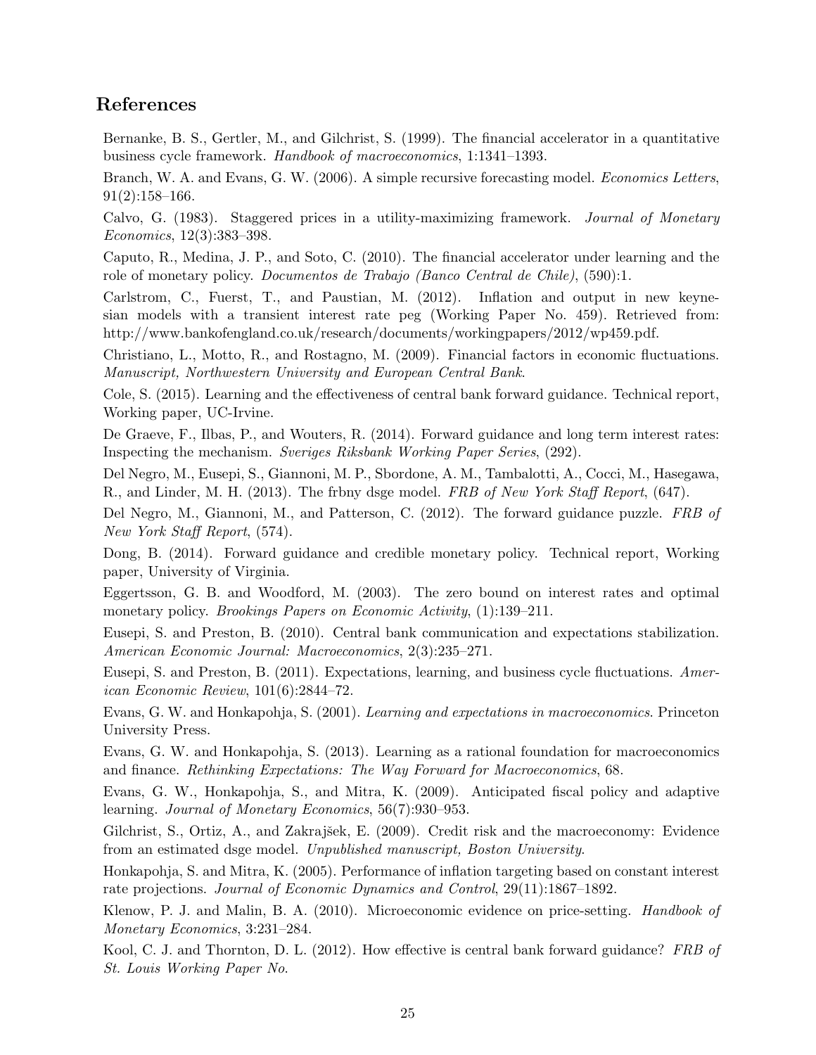## References

Bernanke, B. S., Gertler, M., and Gilchrist, S. (1999). The financial accelerator in a quantitative business cycle framework. *Handbook of macroeconomics*, 1:1341–1393.

Branch, W. A. and Evans, G. W. (2006). A simple recursive forecasting model. *Economics Letters*, 91(2):158–166.

Calvo, G. (1983). Staggered prices in a utility-maximizing framework. *Journal of Monetary Economics*, 12(3):383–398.

Caputo, R., Medina, J. P., and Soto, C. (2010). The financial accelerator under learning and the role of monetary policy. *Documentos de Trabajo (Banco Central de Chile)*, (590):1.

Carlstrom, C., Fuerst, T., and Paustian, M. (2012). Inflation and output in new keynesian models with a transient interest rate peg (Working Paper No. 459). Retrieved from: http://www.bankofengland.co.uk/research/documents/workingpapers/2012/wp459.pdf.

Christiano, L., Motto, R., and Rostagno, M. (2009). Financial factors in economic fluctuations. *Manuscript, Northwestern University and European Central Bank*.

Cole, S. (2015). Learning and the effectiveness of central bank forward guidance. Technical report, Working paper, UC-Irvine.

De Graeve, F., Ilbas, P., and Wouters, R. (2014). Forward guidance and long term interest rates: Inspecting the mechanism. *Sveriges Riksbank Working Paper Series*, (292).

Del Negro, M., Eusepi, S., Giannoni, M. P., Sbordone, A. M., Tambalotti, A., Cocci, M., Hasegawa, R., and Linder, M. H. (2013). The frbny dsge model. *FRB of New York Staff Report*, (647).

Del Negro, M., Giannoni, M., and Patterson, C. (2012). The forward guidance puzzle. *FRB of New York Staff Report*, (574).

Dong, B. (2014). Forward guidance and credible monetary policy. Technical report, Working paper, University of Virginia.

Eggertsson, G. B. and Woodford, M. (2003). The zero bound on interest rates and optimal monetary policy. *Brookings Papers on Economic Activity*, (1):139–211.

Eusepi, S. and Preston, B. (2010). Central bank communication and expectations stabilization. *American Economic Journal: Macroeconomics*, 2(3):235–271.

Eusepi, S. and Preston, B. (2011). Expectations, learning, and business cycle fluctuations. *American Economic Review*, 101(6):2844–72.

Evans, G. W. and Honkapohja, S. (2001). *Learning and expectations in macroeconomics*. Princeton University Press.

Evans, G. W. and Honkapohja, S. (2013). Learning as a rational foundation for macroeconomics and finance. *Rethinking Expectations: The Way Forward for Macroeconomics*, 68.

Evans, G. W., Honkapohja, S., and Mitra, K. (2009). Anticipated fiscal policy and adaptive learning. *Journal of Monetary Economics*, 56(7):930–953.

Gilchrist, S., Ortiz, A., and Zakrajšek, E. (2009). Credit risk and the macroeconomy: Evidence from an estimated dsge model. *Unpublished manuscript, Boston University*.

Honkapohja, S. and Mitra, K. (2005). Performance of inflation targeting based on constant interest rate projections. *Journal of Economic Dynamics and Control*, 29(11):1867–1892.

Klenow, P. J. and Malin, B. A. (2010). Microeconomic evidence on price-setting. *Handbook of Monetary Economics*, 3:231–284.

Kool, C. J. and Thornton, D. L. (2012). How effective is central bank forward guidance? *FRB of St. Louis Working Paper No*.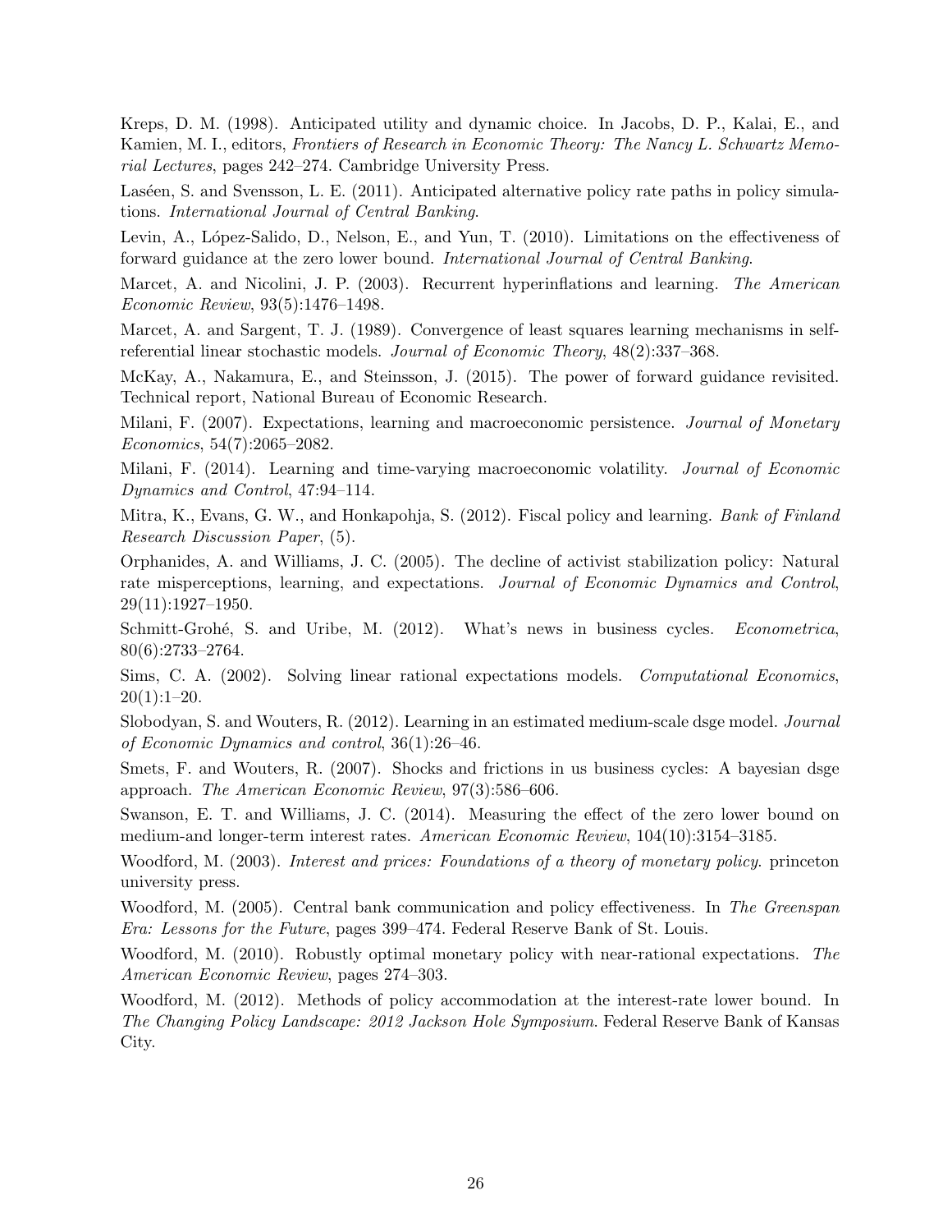Kreps, D. M. (1998). Anticipated utility and dynamic choice. In Jacobs, D. P., Kalai, E., and Kamien, M. I., editors, *Frontiers of Research in Economic Theory: The Nancy L. Schwartz Memorial Lectures*, pages 242–274. Cambridge University Press.

Laséen, S. and Svensson, L. E. (2011). Anticipated alternative policy rate paths in policy simulations. *International Journal of Central Banking*.

Levin, A., López-Salido, D., Nelson, E., and Yun, T. (2010). Limitations on the effectiveness of forward guidance at the zero lower bound. *International Journal of Central Banking*.

Marcet, A. and Nicolini, J. P. (2003). Recurrent hyperinflations and learning. *The American Economic Review*, 93(5):1476–1498.

Marcet, A. and Sargent, T. J. (1989). Convergence of least squares learning mechanisms in self-referential linear stochastic models. *Journal of Economic Theory*, 48(2):337–368.

McKay, A., Nakamura, E., and Steinsson, J. (2015). The power of forward guidance revisited. Technical report, National Bureau of Economic Research.

Milani, F. (2007). Expectations, learning and macroeconomic persistence. *Journal of Monetary Economics*, 54(7):2065–2082.

Milani, F. (2014). Learning and time-varying macroeconomic volatility. *Journal of Economic Dynamics and Control*, 47:94–114.

Mitra, K., Evans, G. W., and Honkapohja, S. (2012). Fiscal policy and learning. *Bank of Finland Research Discussion Paper*, (5).

Orphanides, A. and Williams, J. C. (2005). The decline of activist stabilization policy: Natural rate misperceptions, learning, and expectations. *Journal of Economic Dynamics and Control*, 29(11):1927–1950.

Schmitt-Grohé, S. and Uribe, M. (2012). What's news in business cycles. *Econometrica*, 80(6):2733–2764.

Sims, C. A. (2002). Solving linear rational expectations models. *Computational Economics*, 20(1):1–20.

Slobodyan, S. and Wouters, R. (2012). Learning in an estimated medium-scale dsge model. *Journal of Economic Dynamics and control*, 36(1):26–46.

Smets, F. and Wouters, R. (2007). Shocks and frictions in us business cycles: A bayesian dsge approach. *The American Economic Review*, 97(3):586–606.

Swanson, E. T. and Williams, J. C. (2014). Measuring the effect of the zero lower bound on medium-and longer-term interest rates. *American Economic Review*, 104(10):3154–3185.

Woodford, M. (2003). *Interest and prices: Foundations of a theory of monetary policy*. princeton university press.

Woodford, M. (2005). Central bank communication and policy effectiveness. In *The Greenspan Era: Lessons for the Future*, pages 399–474. Federal Reserve Bank of St. Louis.

Woodford, M. (2010). Robustly optimal monetary policy with near-rational expectations. *The American Economic Review*, pages 274–303.

Woodford, M. (2012). Methods of policy accommodation at the interest-rate lower bound. In *The Changing Policy Landscape: 2012 Jackson Hole Symposium*. Federal Reserve Bank of Kansas City.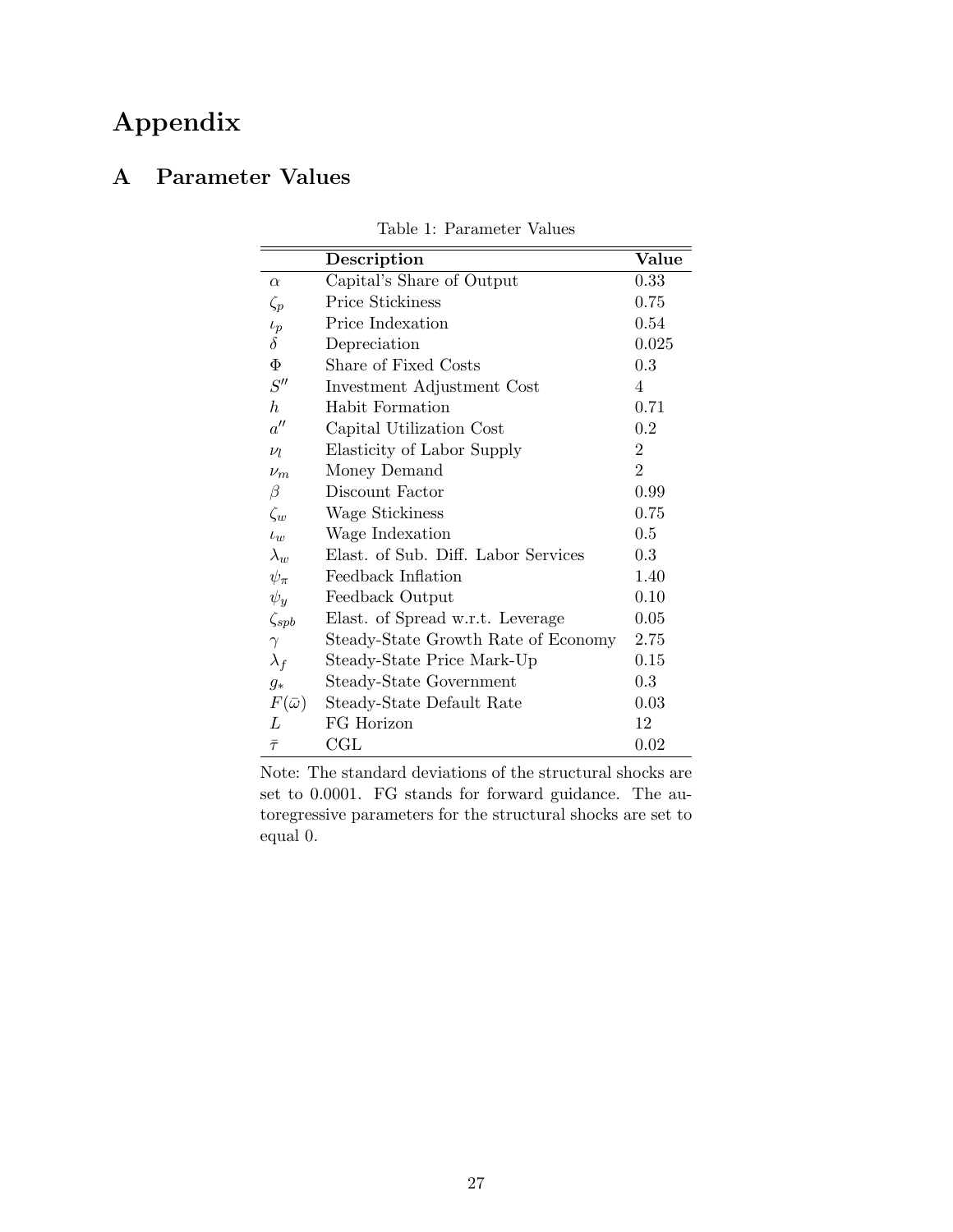# Appendix

## A Parameter Values

Table 1: Parameter Values

| | Description | Value |
|---|---|---|
| $\alpha$ | Capital's Share of Output | 0.33 |
| $\zeta_p$ | Price Stickiness | 0.75 |
| $\iota_p$ | Price Indexation | 0.54 |
| $\delta$ | Depreciation | 0.025 |
| $\Phi$ | Share of Fixed Costs | 0.3 |
| $S''$ | Investment Adjustment Cost | 4 |
| $h$ | Habit Formation | 0.71 |
| $a''$ | Capital Utilization Cost | 0.2 |
| $\nu_l$ | Elasticity of Labor Supply | 2 |
| $\nu_m$ | Money Demand | 2 |
| $\beta$ | Discount Factor | 0.99 |
| $\zeta_w$ | Wage Stickiness | 0.75 |
| $\iota_w$ | Wage Indexation | 0.5 |
| $\lambda_w$ | Elast. of Sub. Diff. Labor Services | 0.3 |
| $\psi_\pi$ | Feedback Inflation | 1.40 |
| $\psi_y$ | Feedback Output | 0.10 |
| $\zeta_{spb}$ | Elast. of Spread w.r.t. Leverage | 0.05 |
| $\gamma$ | Steady-State Growth Rate of Economy | 2.75 |
| $\lambda_f$ | Steady-State Price Mark-Up | 0.15 |
| $g_*$ | Steady-State Government | 0.3 |
| $F(\bar{\omega})$ | Steady-State Default Rate | 0.03 |
| $L$ | FG Horizon | 12 |
| $\bar{\tau}$ | CGL | 0.02 |

Note: The standard deviations of the structural shocks are set to 0.0001. FG stands for forward guidance. The autoregressive parameters for the structural shocks are set to equal 0.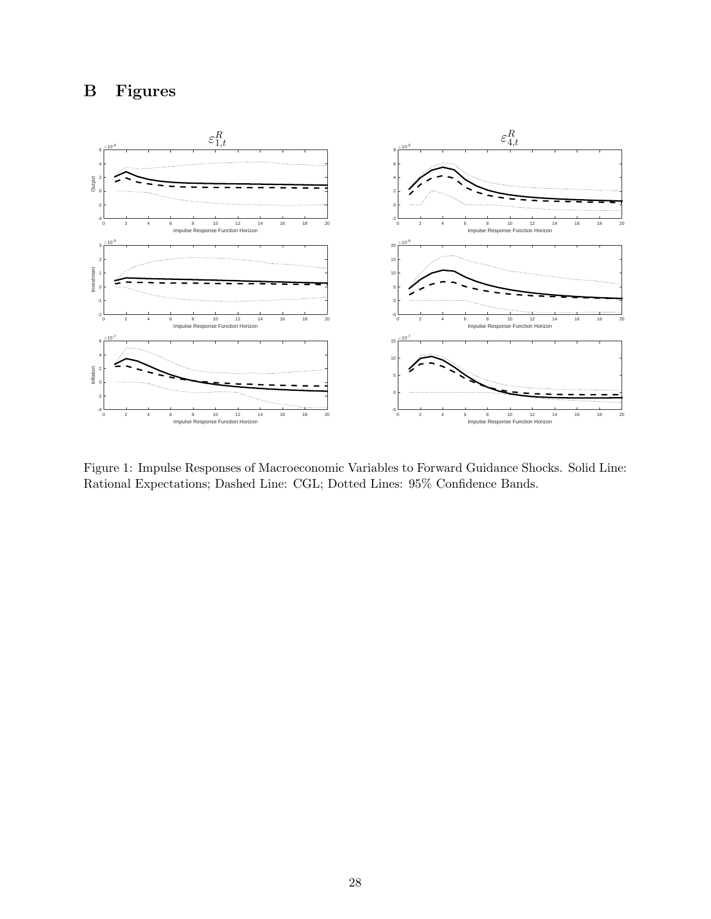# B Figures

Figure 1: Impulse Responses of Macroeconomic Variables to Forward Guidance Shocks. Solid Line: Rational Expectations; Dashed Line: CGL; Dotted Lines: 95% Confidence Bands.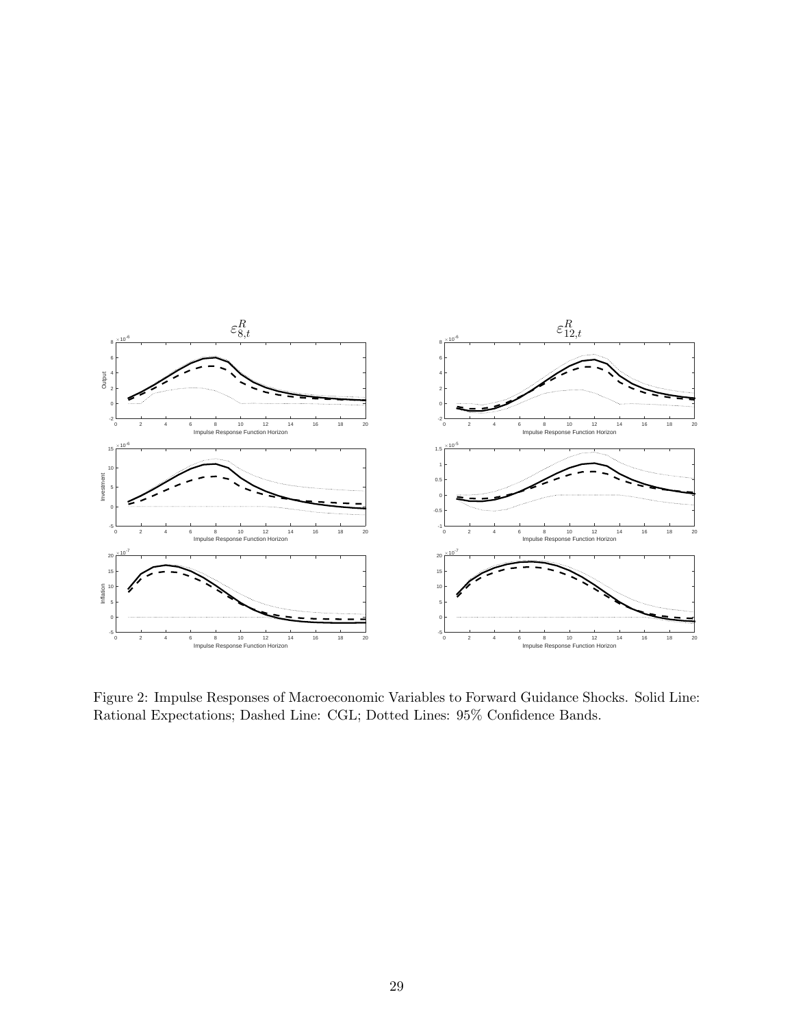Figure 2: Impulse Responses of Macroeconomic Variables to Forward Guidance Shocks. Solid Line: Rational Expectations; Dashed Line: CGL; Dotted Lines: 95% Confidence Bands.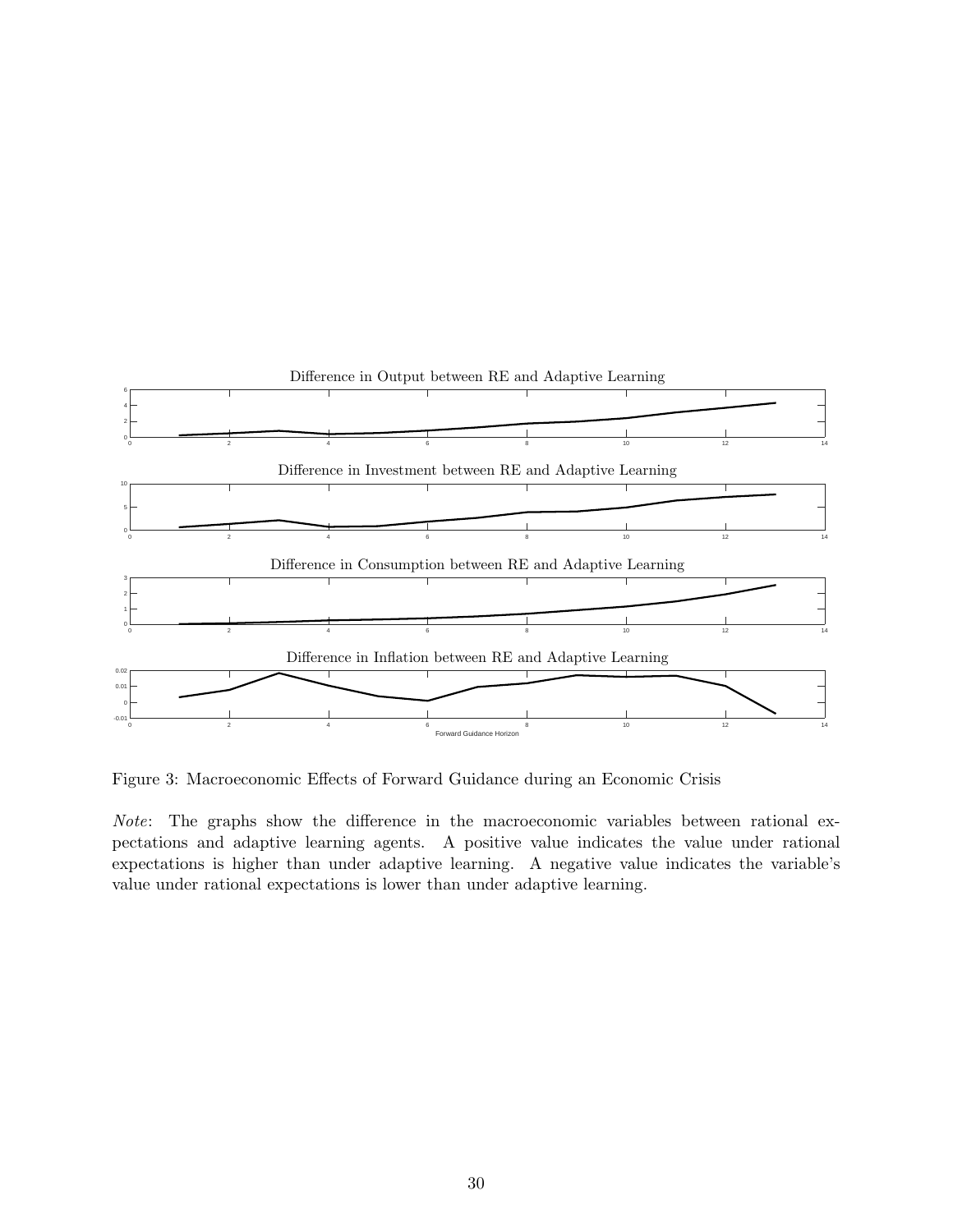Figure 3: Macroeconomic Effects of Forward Guidance during an Economic Crisis

*Note*: The graphs show the difference in the macroeconomic variables between rational expectations and adaptive learning agents. A positive value indicates the value under rational expectations is higher than under adaptive learning. A negative value indicates the variable's value under rational expectations is lower than under adaptive learning.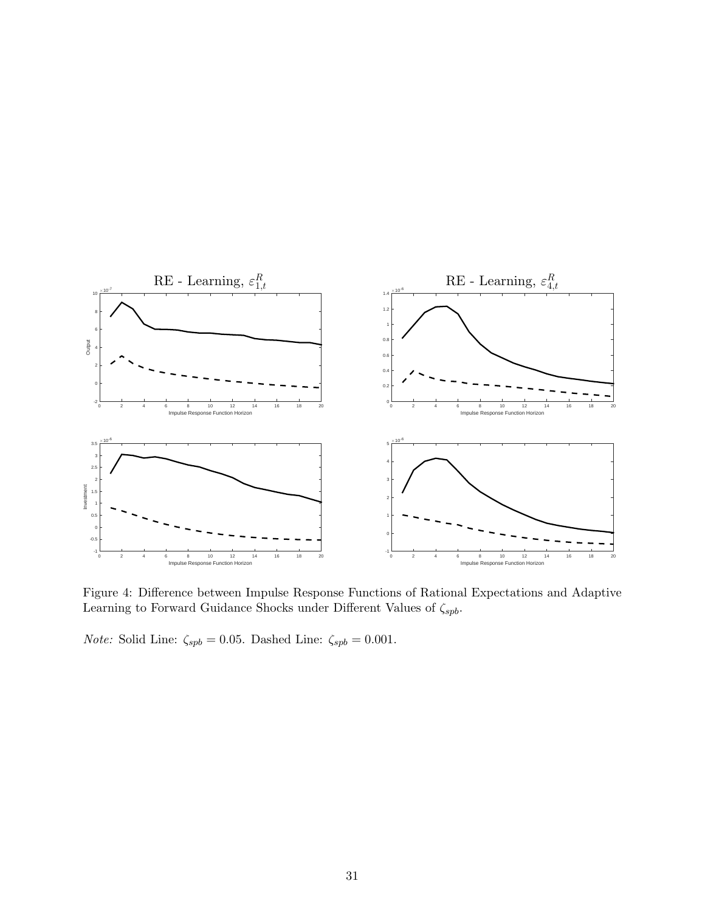Figure 4: Difference between Impulse Response Functions of Rational Expectations and Adaptive Learning to Forward Guidance Shocks under Different Values of $\zeta_{spb}$.

*Note:* Solid Line: $\zeta_{spb} = 0.05$. Dashed Line: $\zeta_{spb} = 0.001$.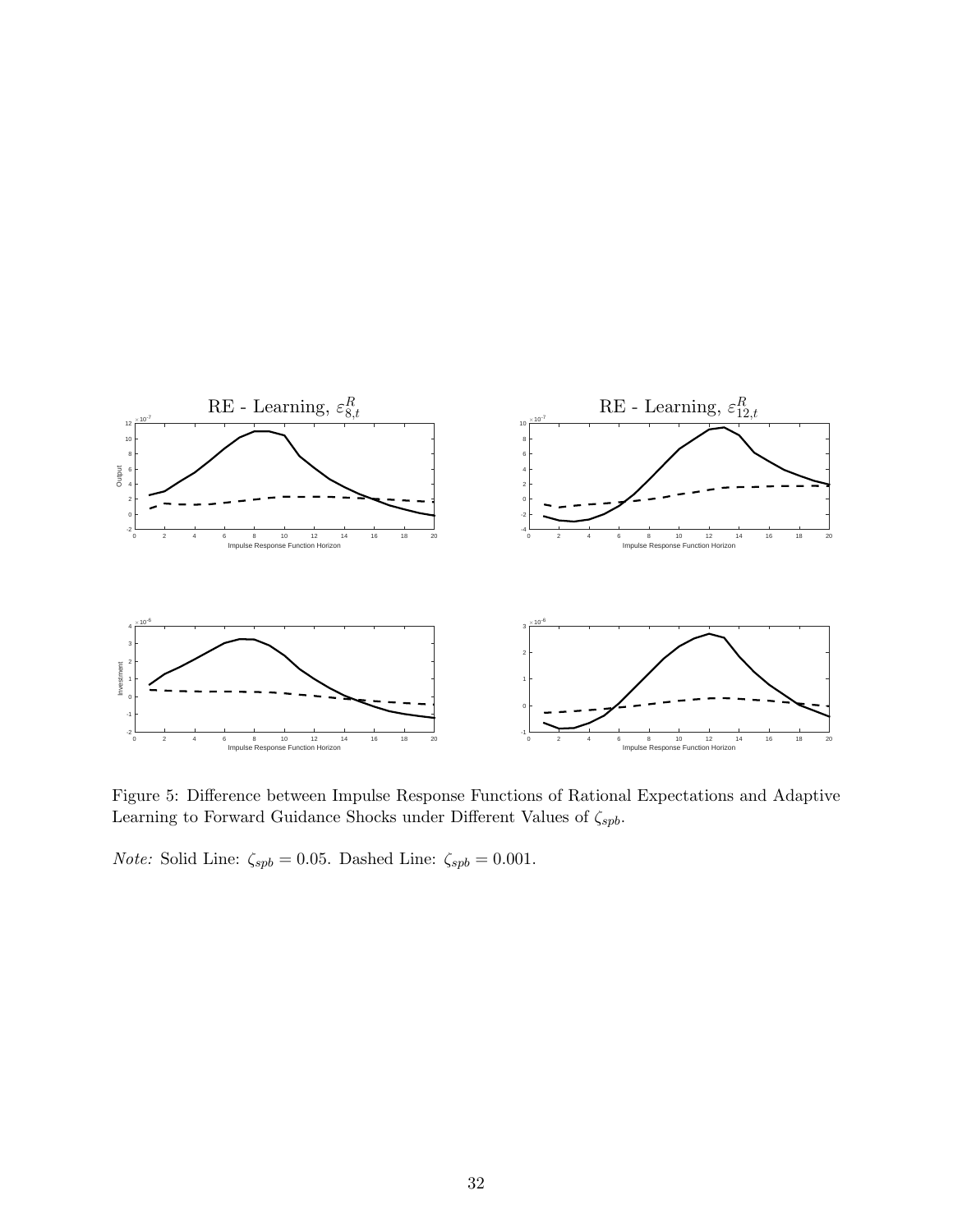Figure 5: Difference between Impulse Response Functions of Rational Expectations and Adaptive Learning to Forward Guidance Shocks under Different Values of $\zeta_{spb}$.

*Note:* Solid Line: $\zeta_{spb} = 0.05$. Dashed Line: $\zeta_{spb} = 0.001$.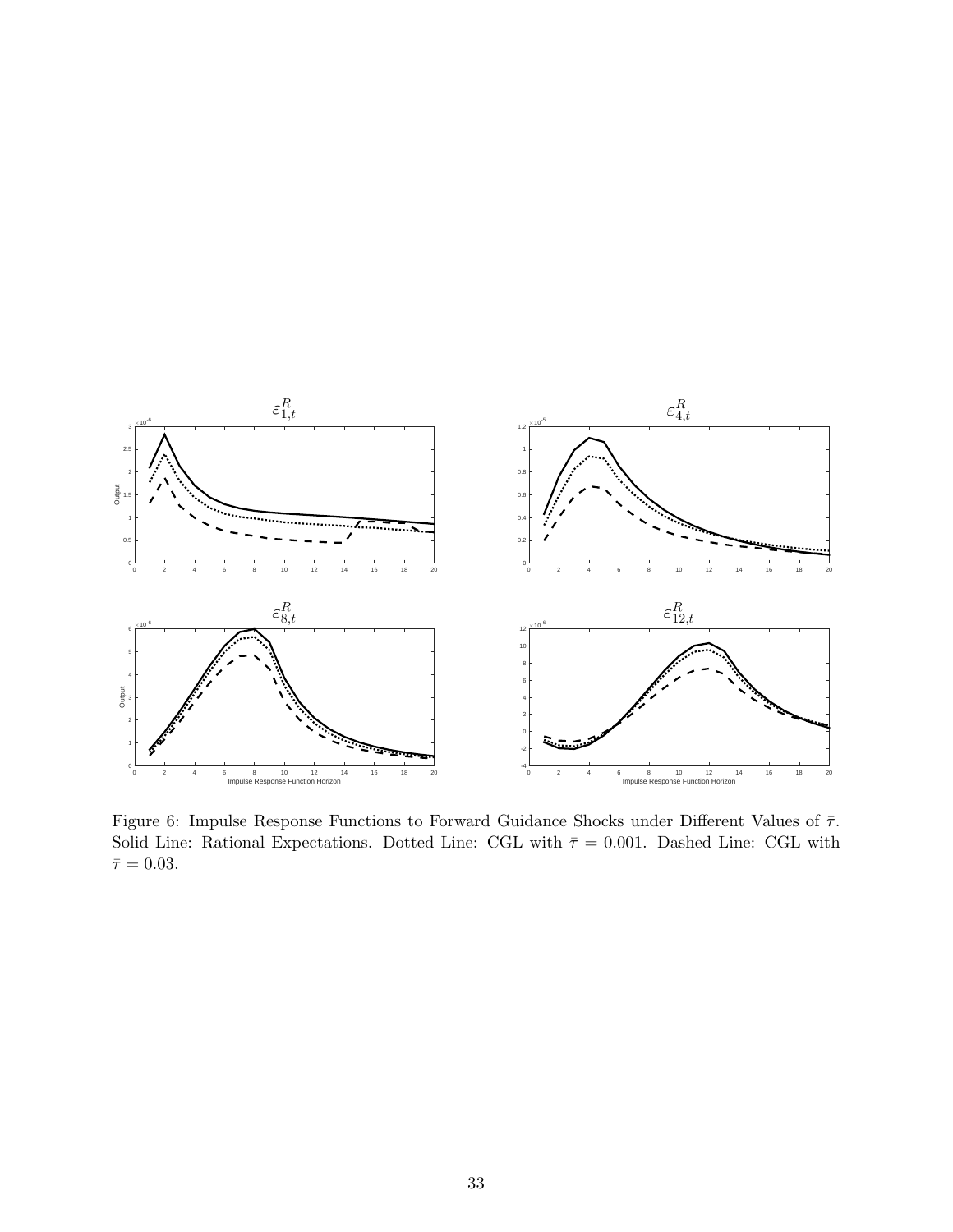$\varepsilon^R_{1,t}$

$\times 10^{-6}$

Output

Impulse Response Function Horizon

$\varepsilon^R_{4,t}$

$\times 10^{-5}$

$\varepsilon^R_{8,t}$

$\times 10^{-6}$

Output

Impulse Response Function Horizon

$\varepsilon^R_{12,t}$

$\times 10^{-6}$

Impulse Response Function Horizon

Figure 6: Impulse Response Functions to Forward Guidance Shocks under Different Values of $\bar{\tau}$. Solid Line: Rational Expectations. Dotted Line: CGL with $\bar{\tau} = 0.001$. Dashed Line: CGL with $\bar{\tau} = 0.03$.